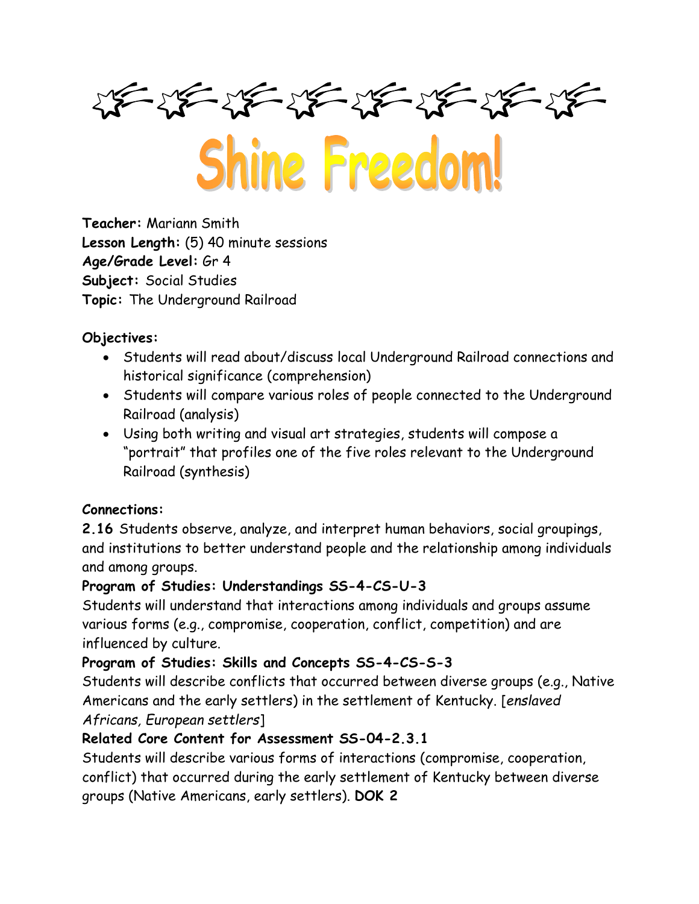# Shine Freedom!

**Teacher:** Mariann Smith
**Lesson Length:** (5) 40 minute sessions
**Age/Grade Level:** Gr 4
**Subject:** Social Studies
**Topic:** The Underground Railroad

**Objectives:**

- Students will read about/discuss local Underground Railroad connections and historical significance (comprehension)
- Students will compare various roles of people connected to the Underground Railroad (analysis)
- Using both writing and visual art strategies, students will compose a "portrait" that profiles one of the five roles relevant to the Underground Railroad (synthesis)

**Connections:**

**2.16** Students observe, analyze, and interpret human behaviors, social groupings, and institutions to better understand people and the relationship among individuals and among groups.

**Program of Studies: Understandings SS-4-CS-U-3**
Students will understand that interactions among individuals and groups assume various forms (e.g., compromise, cooperation, conflict, competition) and are influenced by culture.

**Program of Studies: Skills and Concepts SS-4-CS-S-3**
Students will describe conflicts that occurred between diverse groups (e.g., Native Americans and the early settlers) in the settlement of Kentucky. [*enslaved Africans, European settlers*]

**Related Core Content for Assessment SS-04-2.3.1**
Students will describe various forms of interactions (compromise, cooperation, conflict) that occurred during the early settlement of Kentucky between diverse groups (Native Americans, early settlers). **DOK 2**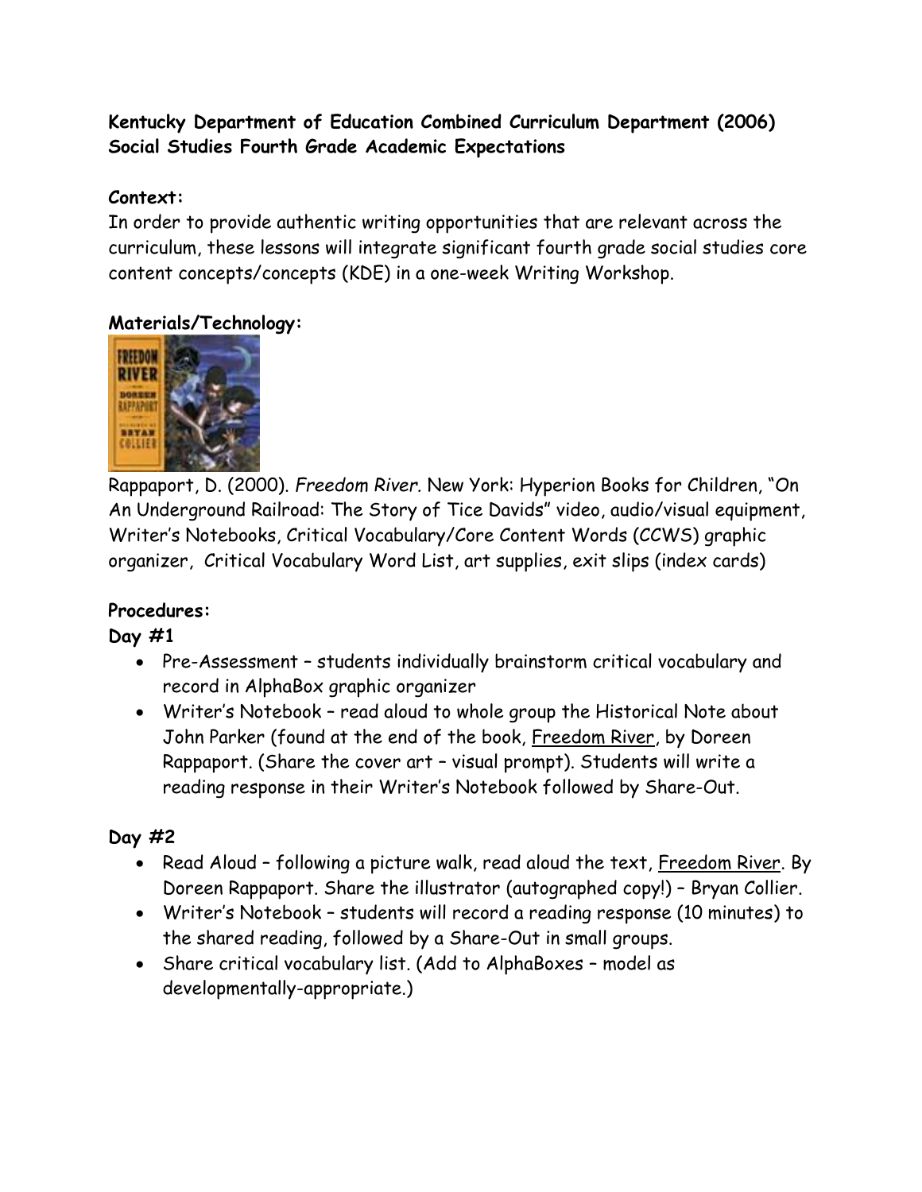**Kentucky Department of Education Combined Curriculum Department (2006) Social Studies Fourth Grade Academic Expectations**

**Context:**
In order to provide authentic writing opportunities that are relevant across the curriculum, these lessons will integrate significant fourth grade social studies core content concepts/concepts (KDE) in a one-week Writing Workshop.

**Materials/Technology:**

Rappaport, D. (2000). *Freedom River.* New York: Hyperion Books for Children, "On An Underground Railroad: The Story of Tice Davids" video, audio/visual equipment, Writer's Notebooks, Critical Vocabulary/Core Content Words (CCWS) graphic organizer, Critical Vocabulary Word List, art supplies, exit slips (index cards)

**Procedures:**

**Day #1**

- Pre-Assessment – students individually brainstorm critical vocabulary and record in AlphaBox graphic organizer
- Writer's Notebook – read aloud to whole group the Historical Note about John Parker (found at the end of the book, Freedom River, by Doreen Rappaport. (Share the cover art – visual prompt). Students will write a reading response in their Writer's Notebook followed by Share-Out.

**Day #2**

- Read Aloud – following a picture walk, read aloud the text, Freedom River. By Doreen Rappaport. Share the illustrator (autographed copy!) – Bryan Collier.
- Writer's Notebook – students will record a reading response (10 minutes) to the shared reading, followed by a Share-Out in small groups.
- Share critical vocabulary list. (Add to AlphaBoxes – model as developmentally-appropriate.)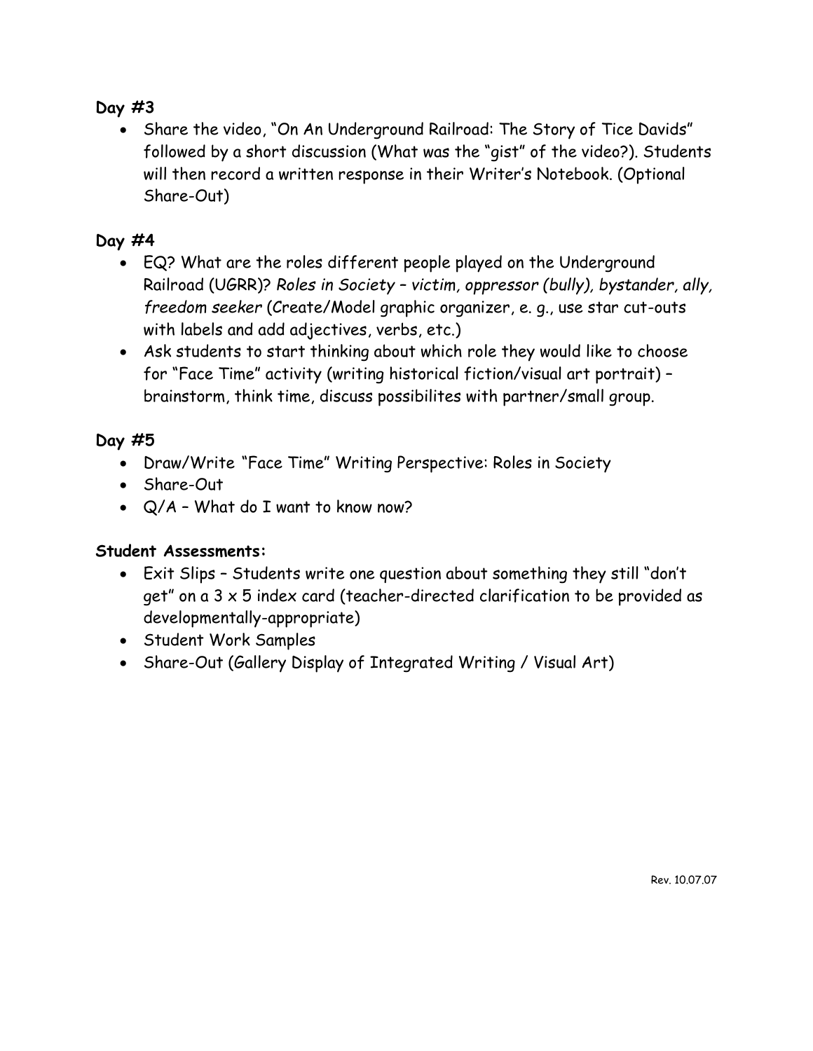**Day #3**

- Share the video, "On An Underground Railroad: The Story of Tice Davids" followed by a short discussion (What was the "gist" of the video?). Students will then record a written response in their Writer's Notebook. (Optional Share-Out)

**Day #4**

- EQ? What are the roles different people played on the Underground Railroad (UGRR)? *Roles in Society – victim, oppressor (bully), bystander, ally, freedom seeker* (Create/Model graphic organizer, e. g., use star cut-outs with labels and add adjectives, verbs, etc.)
- Ask students to start thinking about which role they would like to choose for "Face Time" activity (writing historical fiction/visual art portrait) – brainstorm, think time, discuss possibilites with partner/small group.

**Day #5**

- Draw/Write "Face Time" Writing Perspective: Roles in Society
- Share-Out
- Q/A – What do I want to know now?

**Student Assessments:**

- Exit Slips – Students write one question about something they still "don't get" on a 3 x 5 index card (teacher-directed clarification to be provided as developmentally-appropriate)
- Student Work Samples
- Share-Out (Gallery Display of Integrated Writing / Visual Art)

Rev. 10.07.07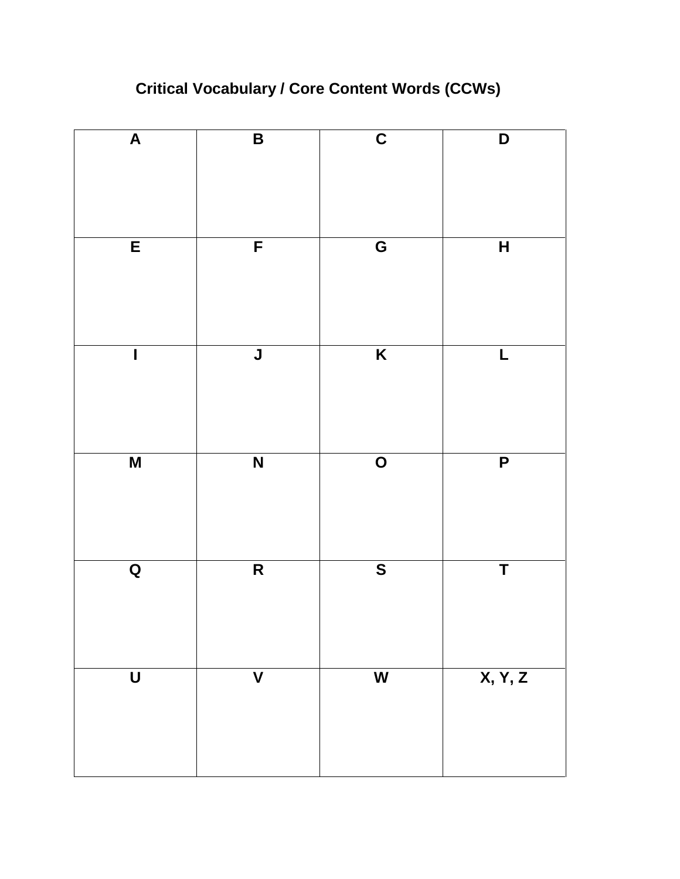## Critical Vocabulary / Core Content Words (CCWs)

| A | B | C | D |
|---|---|---|---|
| | | | |
| **E** | **F** | **G** | **H** |
| | | | |
| **I** | **J** | **K** | **L** |
| | | | |
| **M** | **N** | **O** | **P** |
| | | | |
| **Q** | **R** | **S** | **T** |
| | | | |
| **U** | **V** | **W** | **X, Y, Z** |
| | | | |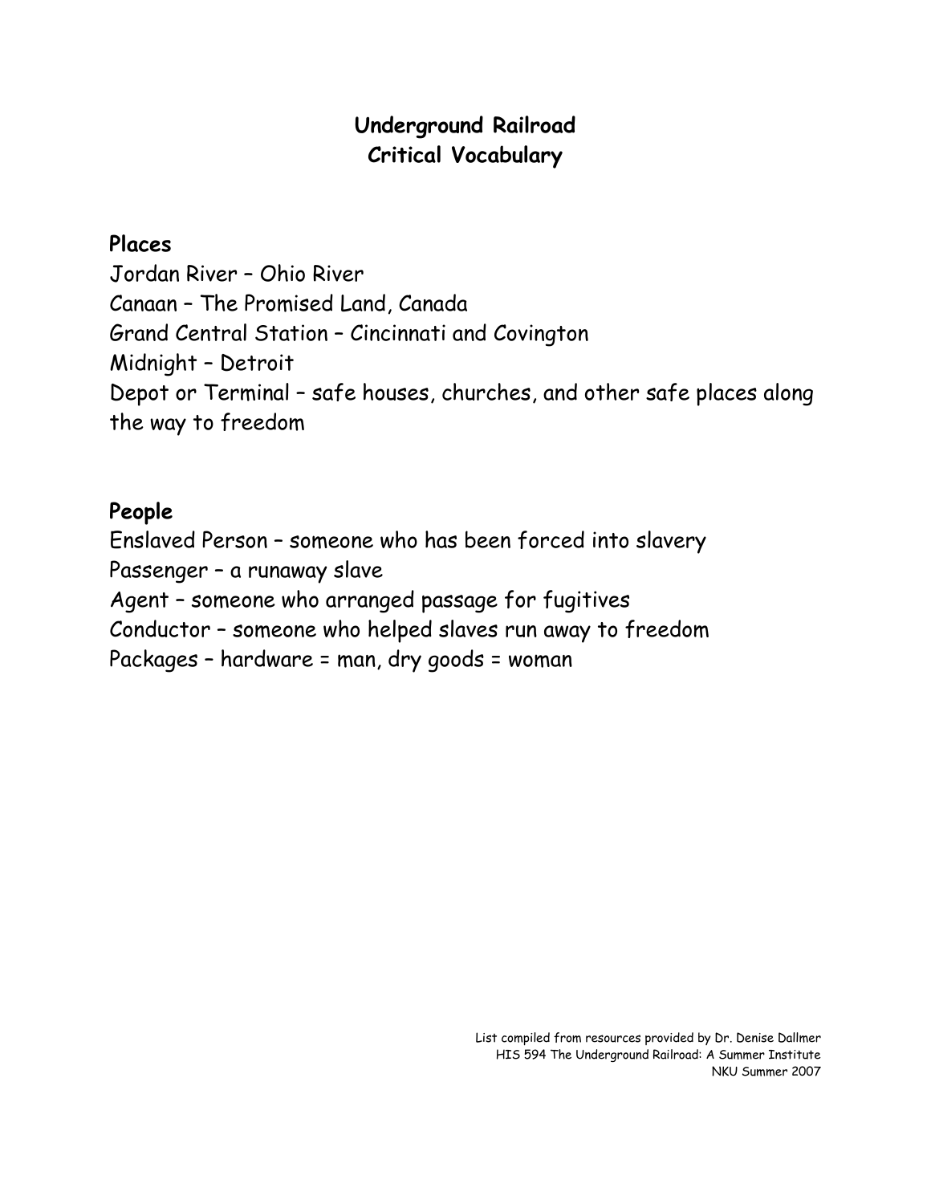# Underground Railroad
## Critical Vocabulary

### Places

Jordan River – Ohio River
Canaan – The Promised Land, Canada
Grand Central Station – Cincinnati and Covington
Midnight – Detroit
Depot or Terminal – safe houses, churches, and other safe places along the way to freedom

### People

Enslaved Person – someone who has been forced into slavery
Passenger – a runaway slave
Agent – someone who arranged passage for fugitives
Conductor – someone who helped slaves run away to freedom
Packages – hardware = man, dry goods = woman

List compiled from resources provided by Dr. Denise Dallmer
HIS 594 The Underground Railroad: A Summer Institute
NKU Summer 2007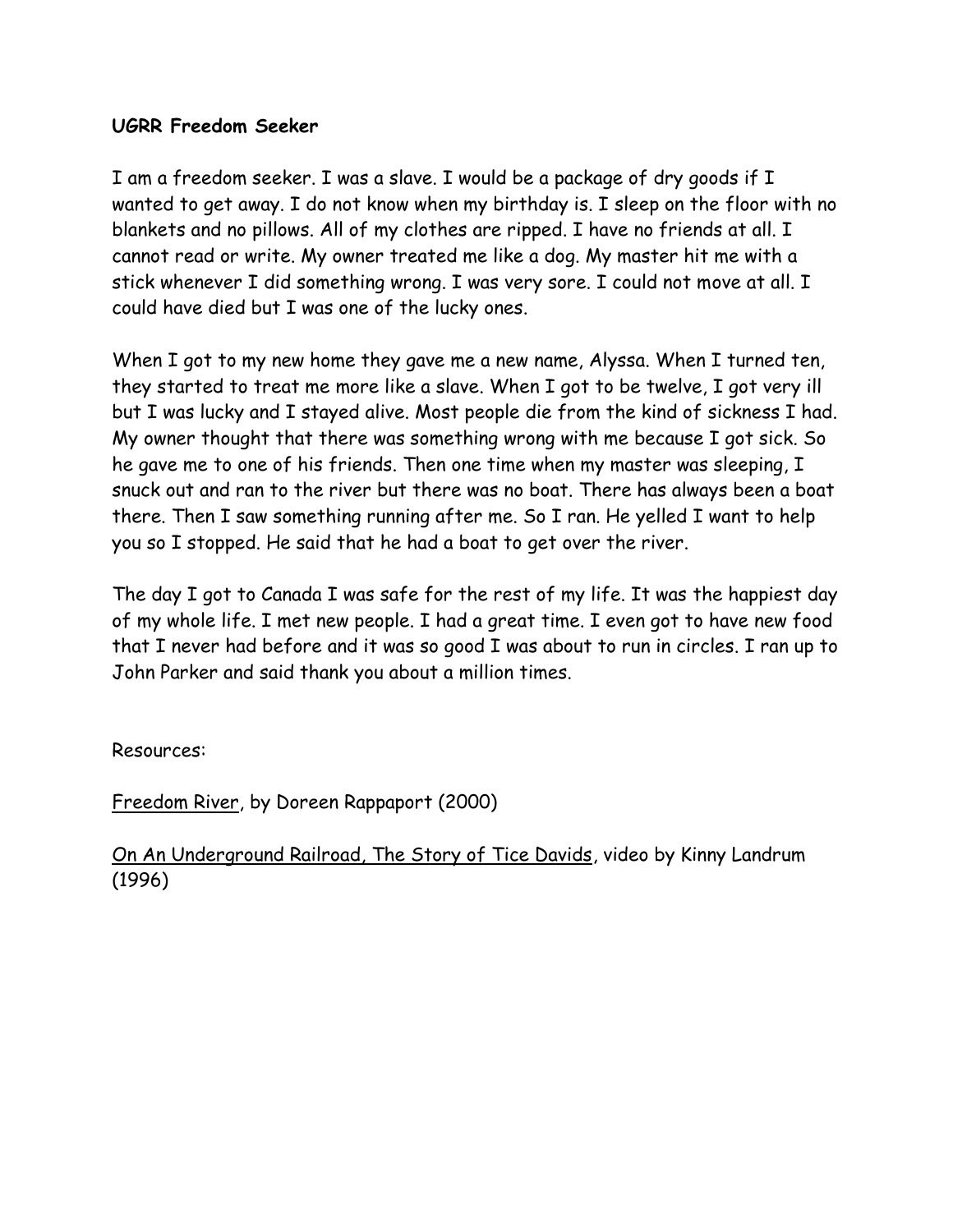**UGRR Freedom Seeker**

I am a freedom seeker. I was a slave. I would be a package of dry goods if I wanted to get away. I do not know when my birthday is. I sleep on the floor with no blankets and no pillows. All of my clothes are ripped. I have no friends at all. I cannot read or write. My owner treated me like a dog. My master hit me with a stick whenever I did something wrong. I was very sore. I could not move at all. I could have died but I was one of the lucky ones.

When I got to my new home they gave me a new name, Alyssa. When I turned ten, they started to treat me more like a slave. When I got to be twelve, I got very ill but I was lucky and I stayed alive. Most people die from the kind of sickness I had. My owner thought that there was something wrong with me because I got sick. So he gave me to one of his friends. Then one time when my master was sleeping, I snuck out and ran to the river but there was no boat. There has always been a boat there. Then I saw something running after me. So I ran. He yelled I want to help you so I stopped. He said that he had a boat to get over the river.

The day I got to Canada I was safe for the rest of my life. It was the happiest day of my whole life. I met new people. I had a great time. I even got to have new food that I never had before and it was so good I was about to run in circles. I ran up to John Parker and said thank you about a million times.

Resources:

Freedom River, by Doreen Rappaport (2000)

On An Underground Railroad, The Story of Tice Davids, video by Kinny Landrum (1996)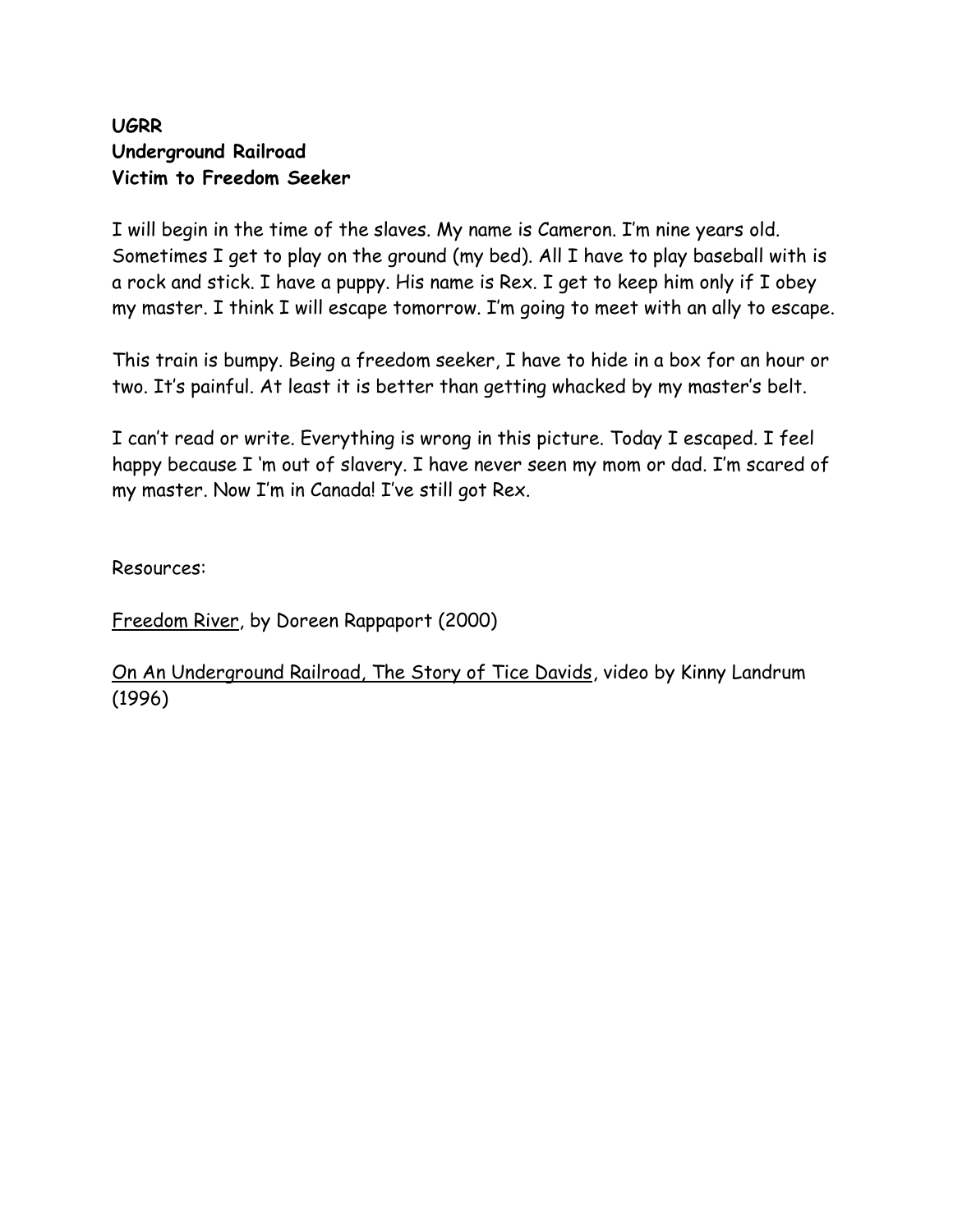**UGRR**
**Underground Railroad**
**Victim to Freedom Seeker**

I will begin in the time of the slaves. My name is Cameron. I'm nine years old. Sometimes I get to play on the ground (my bed). All I have to play baseball with is a rock and stick. I have a puppy. His name is Rex. I get to keep him only if I obey my master. I think I will escape tomorrow. I'm going to meet with an ally to escape.

This train is bumpy. Being a freedom seeker, I have to hide in a box for an hour or two. It's painful. At least it is better than getting whacked by my master's belt.

I can't read or write. Everything is wrong in this picture. Today I escaped. I feel happy because I 'm out of slavery. I have never seen my mom or dad. I'm scared of my master. Now I'm in Canada! I've still got Rex.

Resources:

<u>Freedom River</u>, by Doreen Rappaport (2000)

<u>On An Underground Railroad, The Story of Tice Davids</u>, video by Kinny Landrum (1996)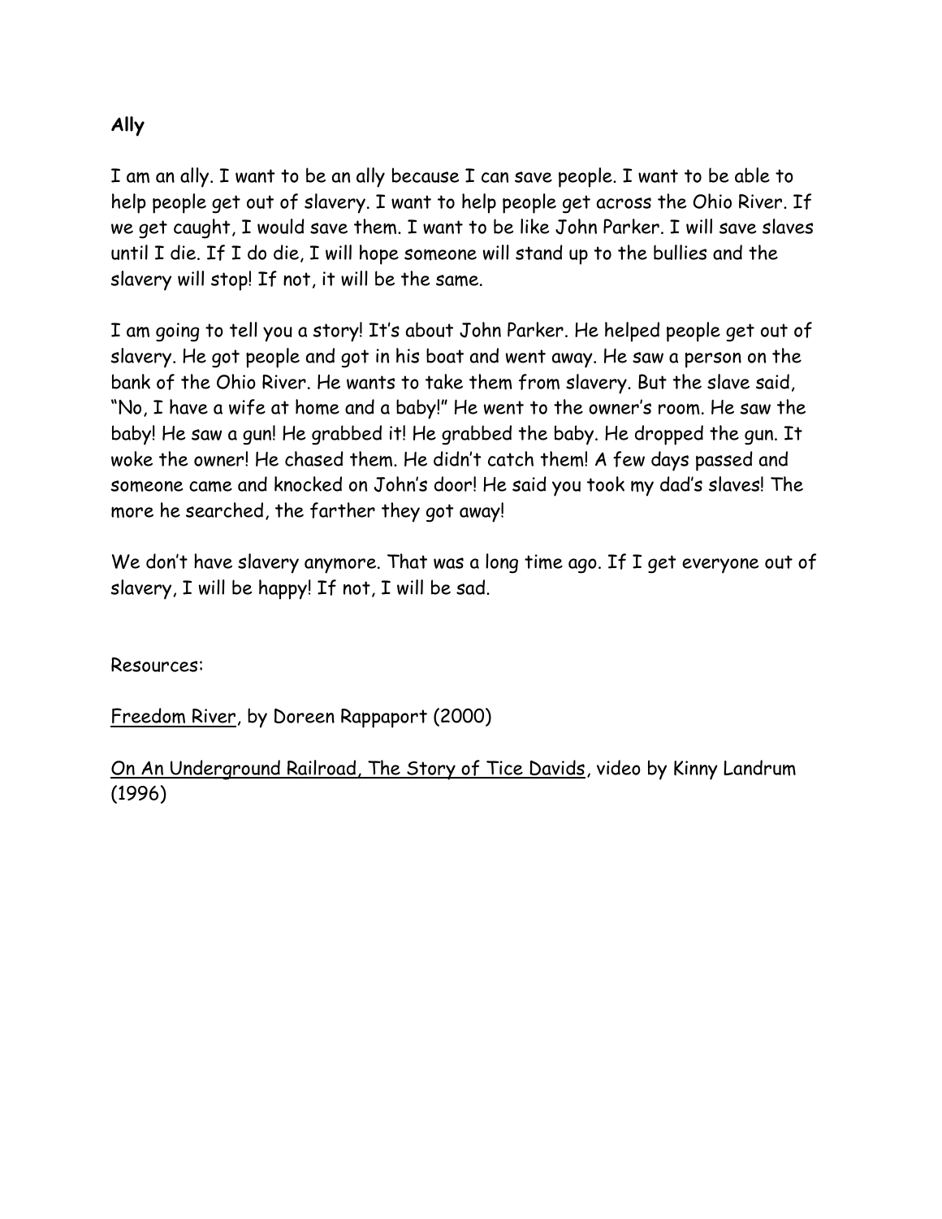**Ally**

I am an ally. I want to be an ally because I can save people. I want to be able to help people get out of slavery. I want to help people get across the Ohio River. If we get caught, I would save them. I want to be like John Parker. I will save slaves until I die. If I do die, I will hope someone will stand up to the bullies and the slavery will stop! If not, it will be the same.

I am going to tell you a story! It's about John Parker. He helped people get out of slavery. He got people and got in his boat and went away. He saw a person on the bank of the Ohio River. He wants to take them from slavery. But the slave said, "No, I have a wife at home and a baby!" He went to the owner's room. He saw the baby! He saw a gun! He grabbed it! He grabbed the baby. He dropped the gun. It woke the owner! He chased them. He didn't catch them! A few days passed and someone came and knocked on John's door! He said you took my dad's slaves! The more he searched, the farther they got away!

We don't have slavery anymore. That was a long time ago. If I get everyone out of slavery, I will be happy! If not, I will be sad.

Resources:

Freedom River, by Doreen Rappaport (2000)

On An Underground Railroad, The Story of Tice Davids, video by Kinny Landrum (1996)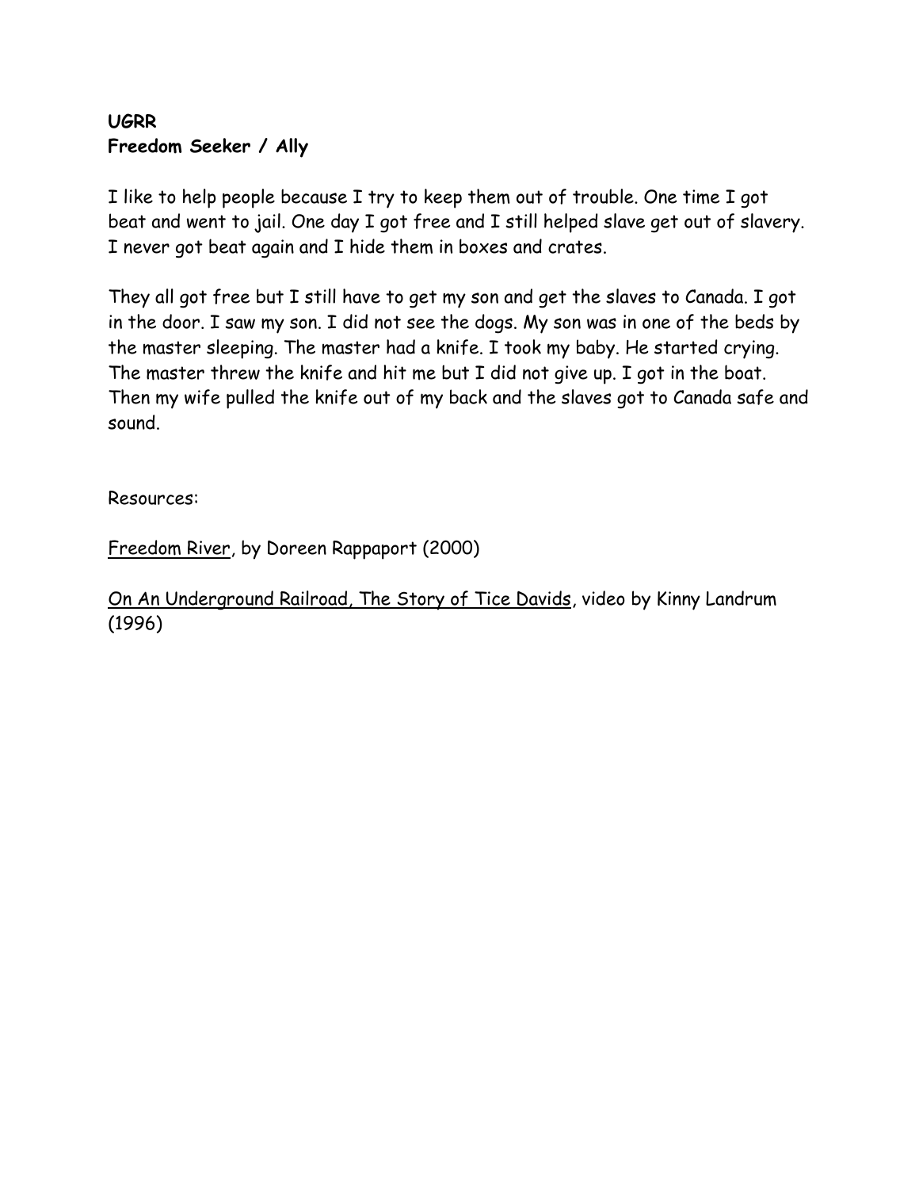**UGRR**
**Freedom Seeker / Ally**

I like to help people because I try to keep them out of trouble. One time I got beat and went to jail. One day I got free and I still helped slave get out of slavery. I never got beat again and I hide them in boxes and crates.

They all got free but I still have to get my son and get the slaves to Canada. I got in the door. I saw my son. I did not see the dogs. My son was in one of the beds by the master sleeping. The master had a knife. I took my baby. He started crying. The master threw the knife and hit me but I did not give up. I got in the boat. Then my wife pulled the knife out of my back and the slaves got to Canada safe and sound.

Resources:

Freedom River, by Doreen Rappaport (2000)

On An Underground Railroad, The Story of Tice Davids, video by Kinny Landrum (1996)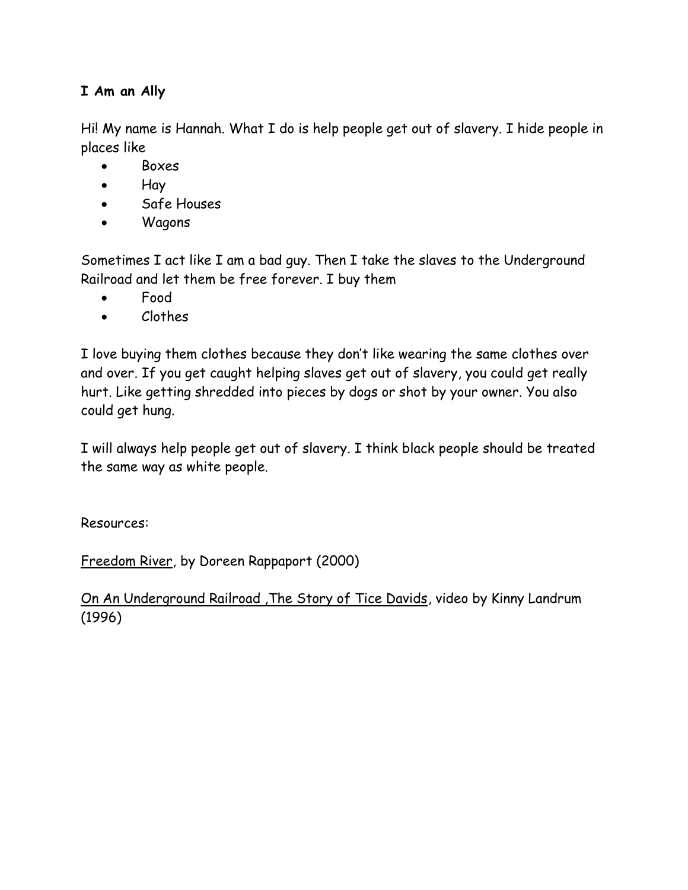**I Am an Ally**

Hi! My name is Hannah. What I do is help people get out of slavery. I hide people in places like

- Boxes
- Hay
- Safe Houses
- Wagons

Sometimes I act like I am a bad guy. Then I take the slaves to the Underground Railroad and let them be free forever. I buy them

- Food
- Clothes

I love buying them clothes because they don't like wearing the same clothes over and over. If you get caught helping slaves get out of slavery, you could get really hurt. Like getting shredded into pieces by dogs or shot by your owner. You also could get hung.

I will always help people get out of slavery. I think black people should be treated the same way as white people.

Resources:

<u>Freedom River</u>, by Doreen Rappaport (2000)

<u>On An Underground Railroad ,The Story of Tice Davids</u>, video by Kinny Landrum (1996)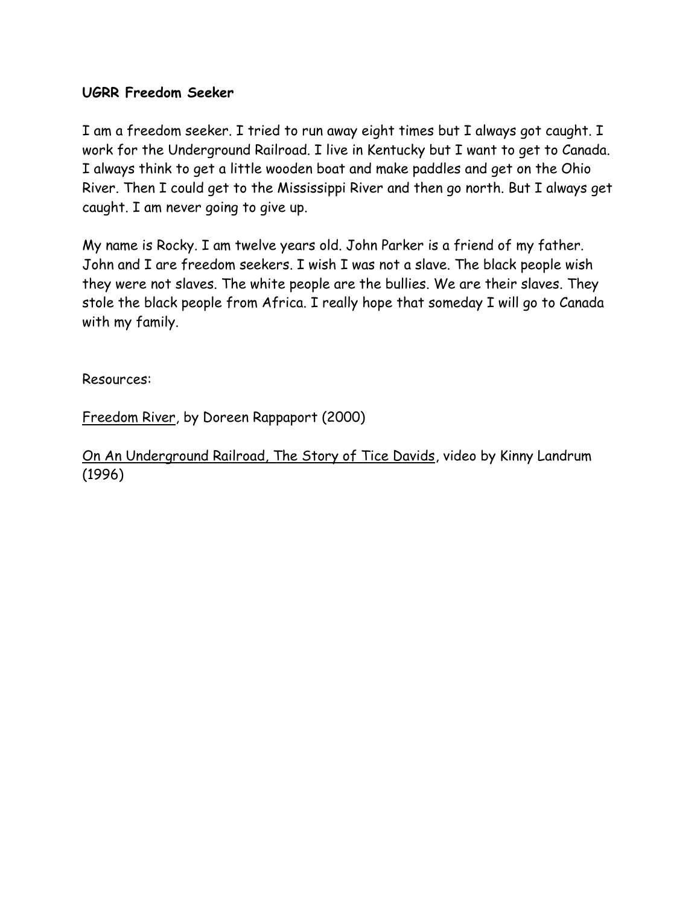**UGRR Freedom Seeker**

I am a freedom seeker. I tried to run away eight times but I always got caught. I work for the Underground Railroad. I live in Kentucky but I want to get to Canada. I always think to get a little wooden boat and make paddles and get on the Ohio River. Then I could get to the Mississippi River and then go north. But I always get caught. I am never going to give up.

My name is Rocky. I am twelve years old. John Parker is a friend of my father. John and I are freedom seekers. I wish I was not a slave. The black people wish they were not slaves. The white people are the bullies. We are their slaves. They stole the black people from Africa. I really hope that someday I will go to Canada with my family.

Resources:

<u>Freedom River</u>, by Doreen Rappaport (2000)

<u>On An Underground Railroad, The Story of Tice Davids</u>, video by Kinny Landrum (1996)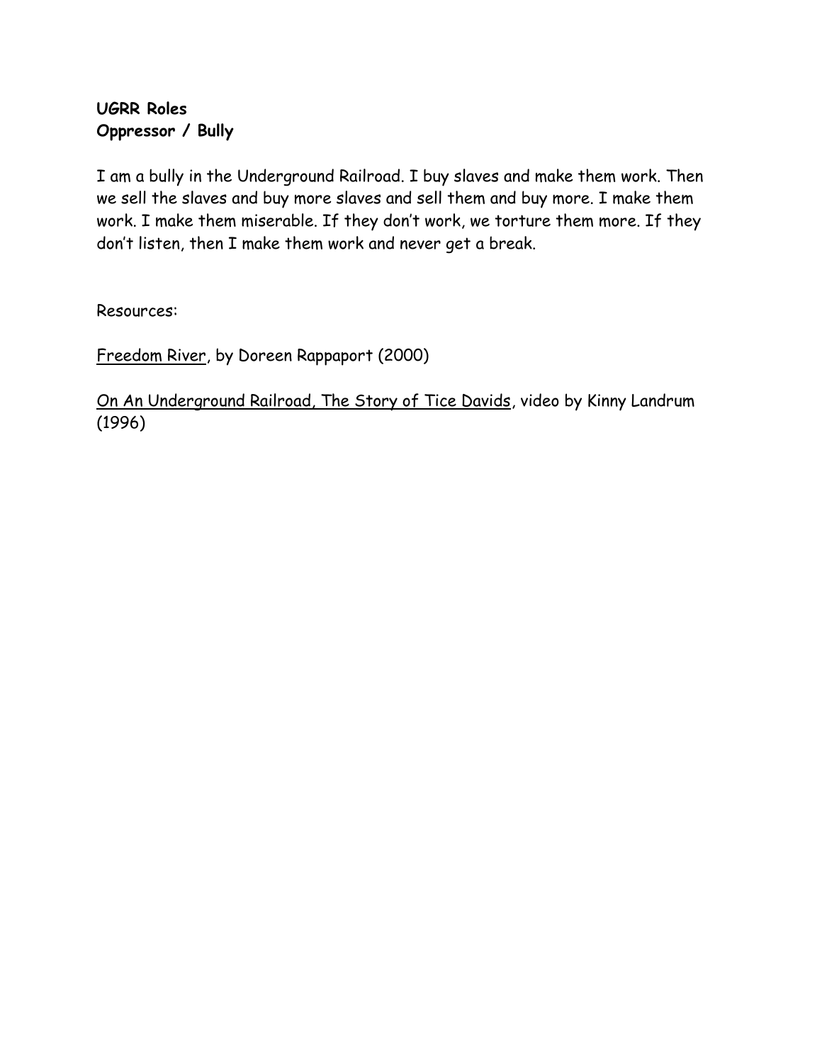**UGRR Roles**
**Oppressor / Bully**

I am a bully in the Underground Railroad. I buy slaves and make them work. Then we sell the slaves and buy more slaves and sell them and buy more. I make them work. I make them miserable. If they don't work, we torture them more. If they don't listen, then I make them work and never get a break.

Resources:

Freedom River, by Doreen Rappaport (2000)

On An Underground Railroad, The Story of Tice Davids, video by Kinny Landrum (1996)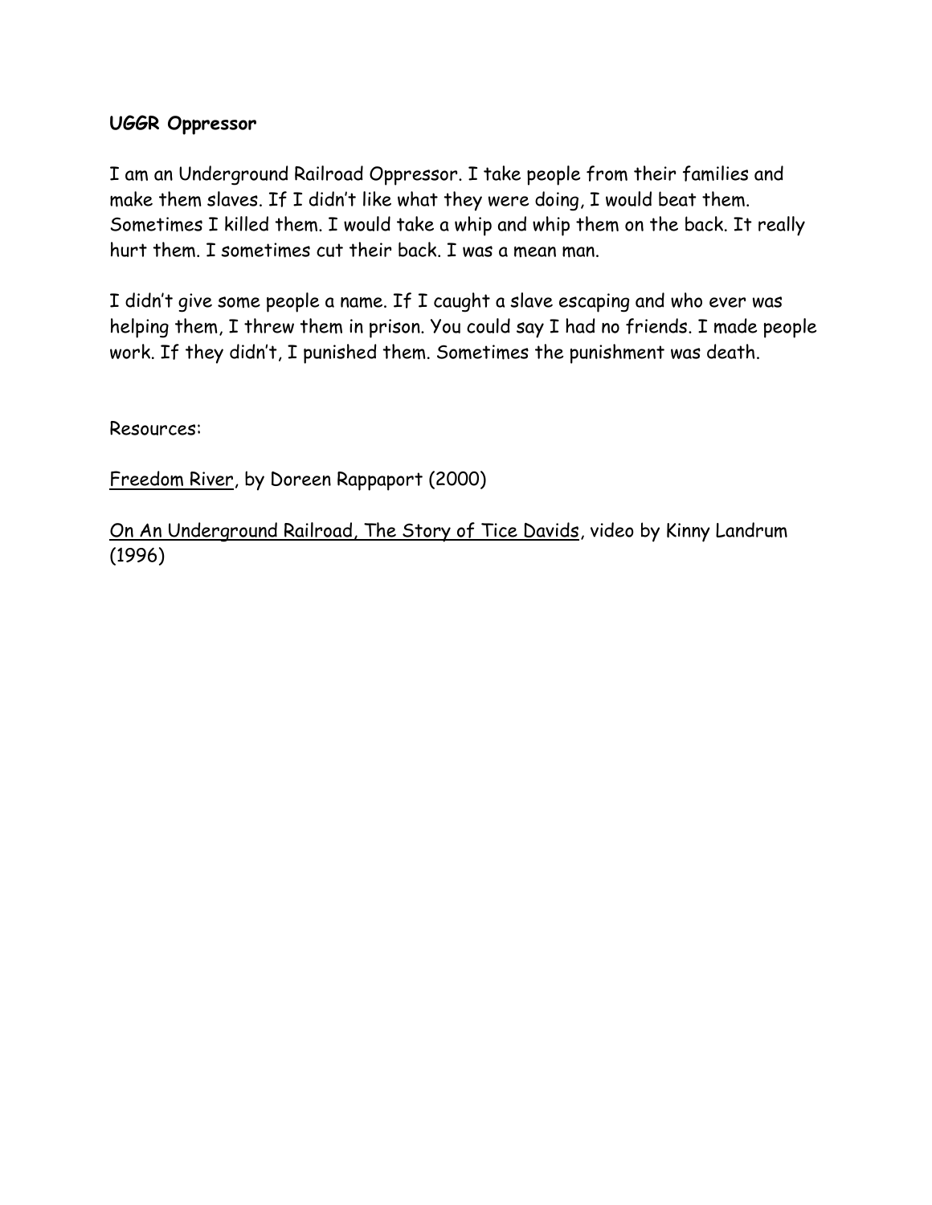**UGGR Oppressor**

I am an Underground Railroad Oppressor. I take people from their families and make them slaves. If I didn't like what they were doing, I would beat them. Sometimes I killed them. I would take a whip and whip them on the back. It really hurt them. I sometimes cut their back. I was a mean man.

I didn't give some people a name. If I caught a slave escaping and who ever was helping them, I threw them in prison. You could say I had no friends. I made people work. If they didn't, I punished them. Sometimes the punishment was death.

Resources:

<u>Freedom River</u>, by Doreen Rappaport (2000)

<u>On An Underground Railroad, The Story of Tice Davids</u>, video by Kinny Landrum (1996)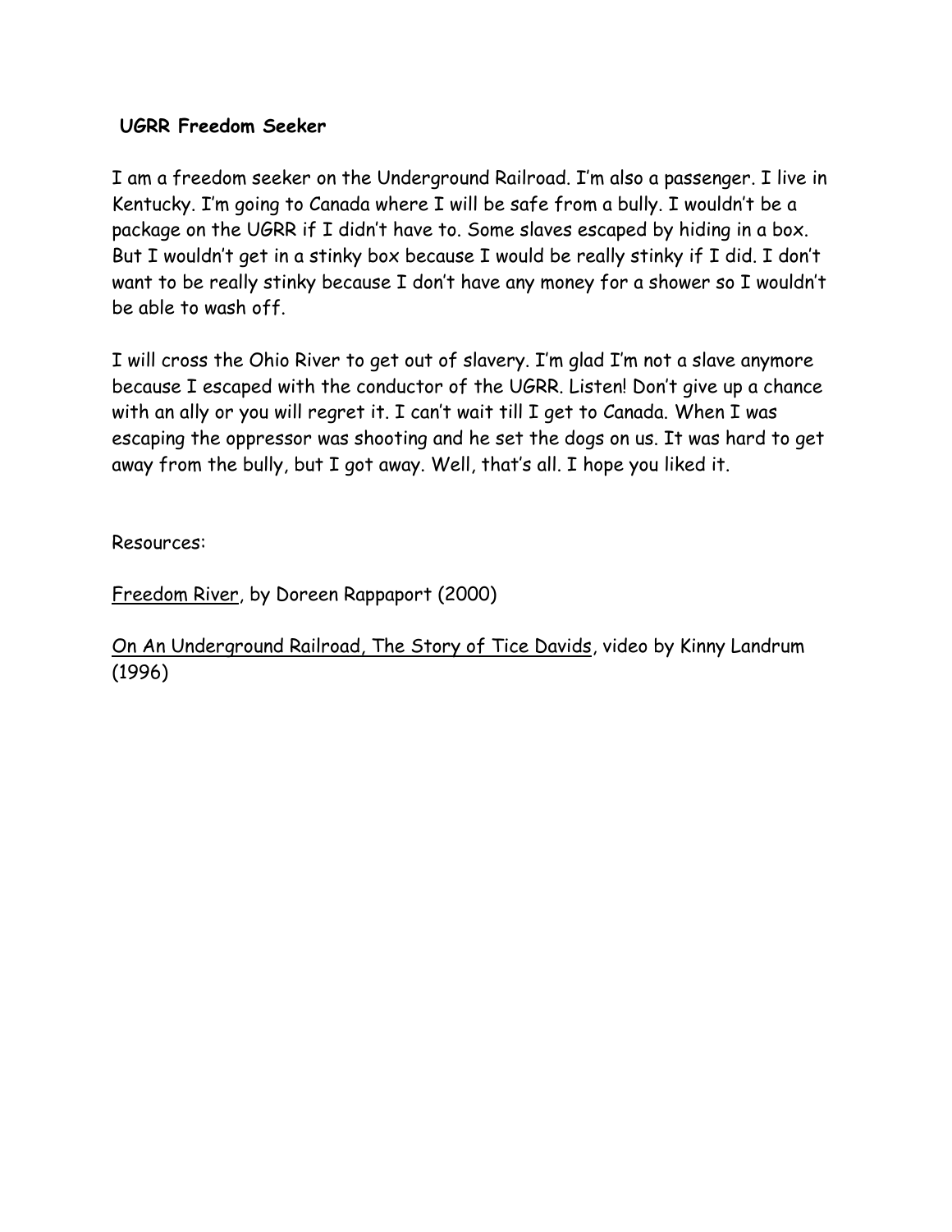**UGRR Freedom Seeker**

I am a freedom seeker on the Underground Railroad. I'm also a passenger. I live in Kentucky. I'm going to Canada where I will be safe from a bully. I wouldn't be a package on the UGRR if I didn't have to. Some slaves escaped by hiding in a box. But I wouldn't get in a stinky box because I would be really stinky if I did. I don't want to be really stinky because I don't have any money for a shower so I wouldn't be able to wash off.

I will cross the Ohio River to get out of slavery. I'm glad I'm not a slave anymore because I escaped with the conductor of the UGRR. Listen! Don't give up a chance with an ally or you will regret it. I can't wait till I get to Canada. When I was escaping the oppressor was shooting and he set the dogs on us. It was hard to get away from the bully, but I got away. Well, that's all. I hope you liked it.

Resources:

<u>Freedom River</u>, by Doreen Rappaport (2000)

<u>On An Underground Railroad, The Story of Tice Davids</u>, video by Kinny Landrum (1996)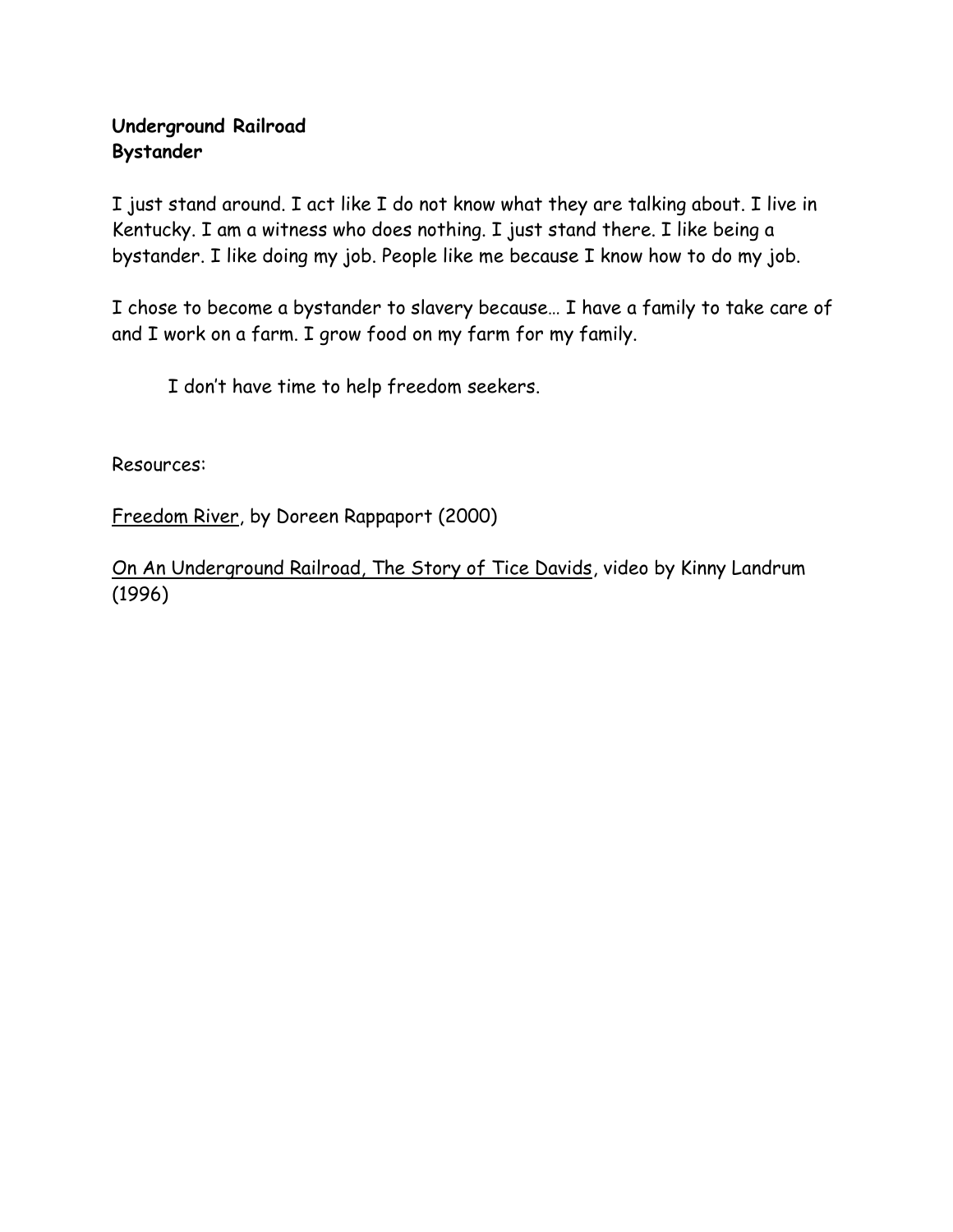**Underground Railroad**
**Bystander**

I just stand around. I act like I do not know what they are talking about. I live in Kentucky. I am a witness who does nothing. I just stand there. I like being a bystander. I like doing my job. People like me because I know how to do my job.

I chose to become a bystander to slavery because… I have a family to take care of and I work on a farm. I grow food on my farm for my family.

I don't have time to help freedom seekers.

Resources:

Freedom River, by Doreen Rappaport (2000)

On An Underground Railroad, The Story of Tice Davids, video by Kinny Landrum (1996)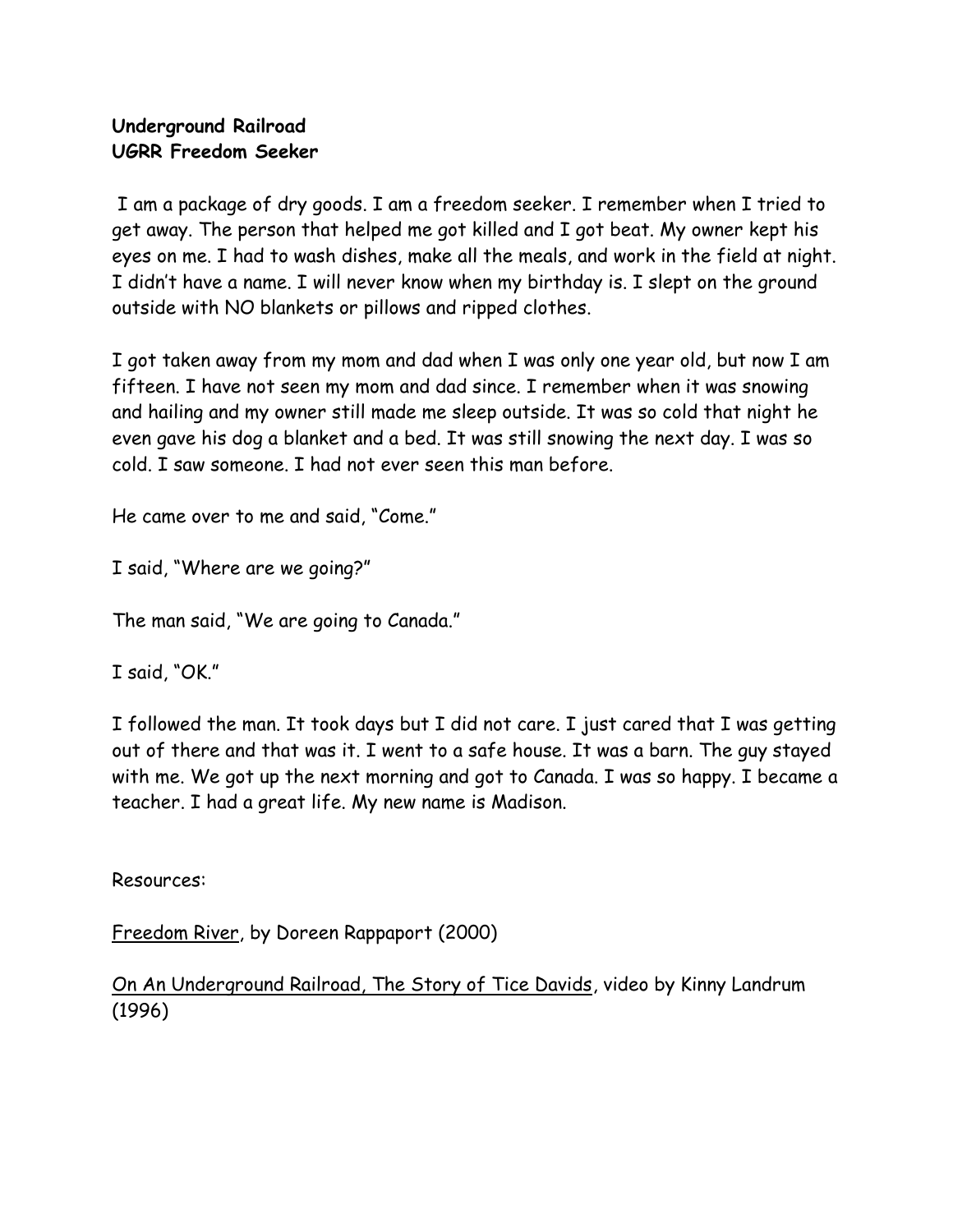**Underground Railroad**
**UGRR Freedom Seeker**

I am a package of dry goods. I am a freedom seeker. I remember when I tried to get away. The person that helped me got killed and I got beat. My owner kept his eyes on me. I had to wash dishes, make all the meals, and work in the field at night. I didn't have a name. I will never know when my birthday is. I slept on the ground outside with NO blankets or pillows and ripped clothes.

I got taken away from my mom and dad when I was only one year old, but now I am fifteen. I have not seen my mom and dad since. I remember when it was snowing and hailing and my owner still made me sleep outside. It was so cold that night he even gave his dog a blanket and a bed. It was still snowing the next day. I was so cold. I saw someone. I had not ever seen this man before.

He came over to me and said, "Come."

I said, "Where are we going?"

The man said, "We are going to Canada."

I said, "OK."

I followed the man. It took days but I did not care. I just cared that I was getting out of there and that was it. I went to a safe house. It was a barn. The guy stayed with me. We got up the next morning and got to Canada. I was so happy. I became a teacher. I had a great life. My new name is Madison.

Resources:

Freedom River, by Doreen Rappaport (2000)

On An Underground Railroad, The Story of Tice Davids, video by Kinny Landrum (1996)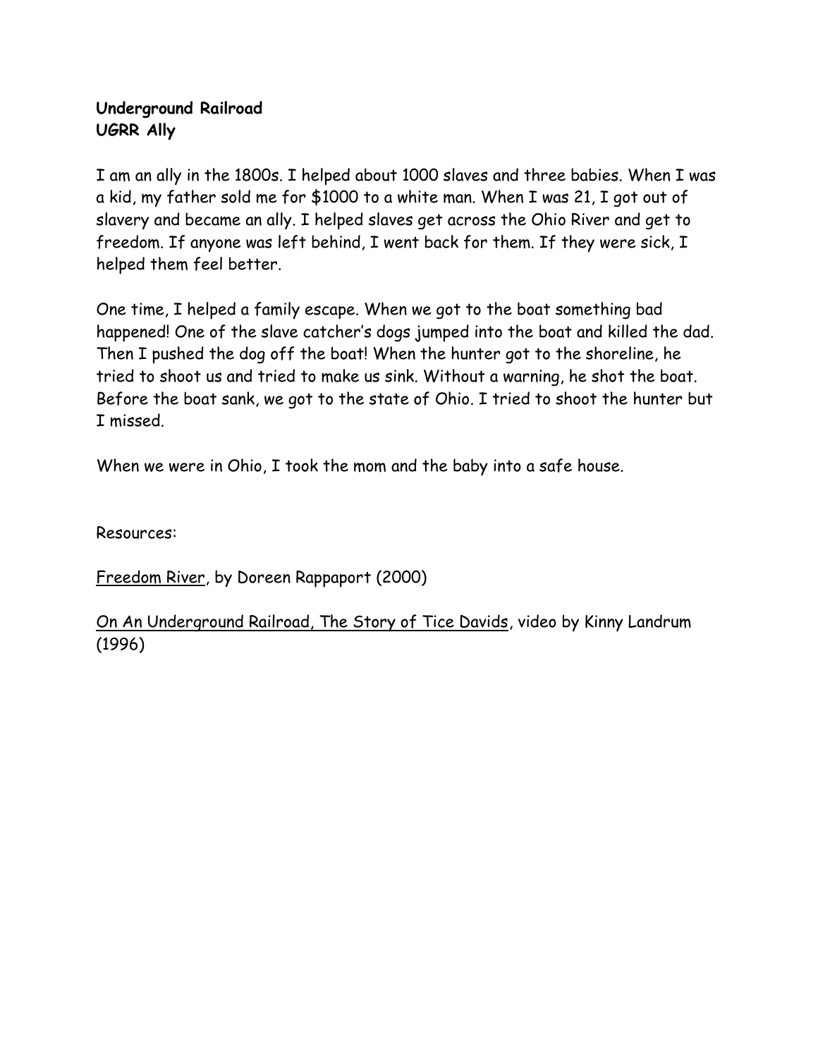**Underground Railroad**
**UGRR Ally**

I am an ally in the 1800s. I helped about 1000 slaves and three babies. When I was a kid, my father sold me for $1000 to a white man. When I was 21, I got out of slavery and became an ally. I helped slaves get across the Ohio River and get to freedom. If anyone was left behind, I went back for them. If they were sick, I helped them feel better.

One time, I helped a family escape. When we got to the boat something bad happened! One of the slave catcher's dogs jumped into the boat and killed the dad. Then I pushed the dog off the boat! When the hunter got to the shoreline, he tried to shoot us and tried to make us sink. Without a warning, he shot the boat. Before the boat sank, we got to the state of Ohio. I tried to shoot the hunter but I missed.

When we were in Ohio, I took the mom and the baby into a safe house.

Resources:

<u>Freedom River</u>, by Doreen Rappaport (2000)

<u>On An Underground Railroad, The Story of Tice Davids</u>, video by Kinny Landrum (1996)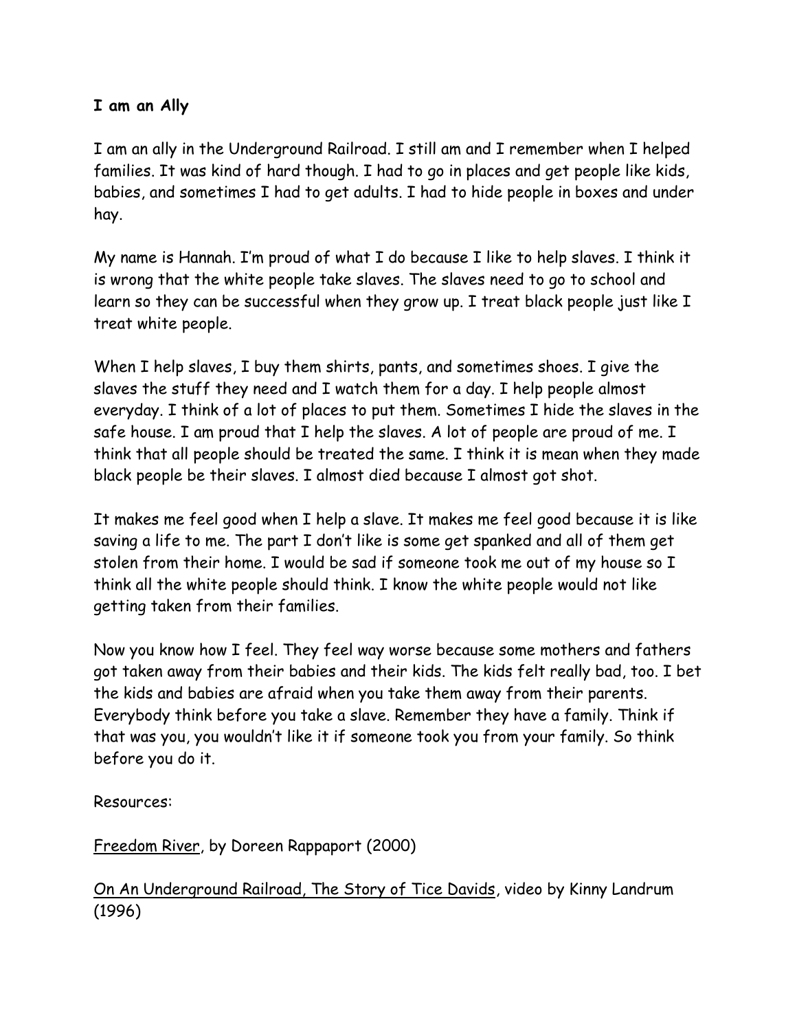**I am an Ally**

I am an ally in the Underground Railroad. I still am and I remember when I helped families. It was kind of hard though. I had to go in places and get people like kids, babies, and sometimes I had to get adults. I had to hide people in boxes and under hay.

My name is Hannah. I'm proud of what I do because I like to help slaves. I think it is wrong that the white people take slaves. The slaves need to go to school and learn so they can be successful when they grow up. I treat black people just like I treat white people.

When I help slaves, I buy them shirts, pants, and sometimes shoes. I give the slaves the stuff they need and I watch them for a day. I help people almost everyday. I think of a lot of places to put them. Sometimes I hide the slaves in the safe house. I am proud that I help the slaves. A lot of people are proud of me. I think that all people should be treated the same. I think it is mean when they made black people be their slaves. I almost died because I almost got shot.

It makes me feel good when I help a slave. It makes me feel good because it is like saving a life to me. The part I don't like is some get spanked and all of them get stolen from their home. I would be sad if someone took me out of my house so I think all the white people should think. I know the white people would not like getting taken from their families.

Now you know how I feel. They feel way worse because some mothers and fathers got taken away from their babies and their kids. The kids felt really bad, too. I bet the kids and babies are afraid when you take them away from their parents. Everybody think before you take a slave. Remember they have a family. Think if that was you, you wouldn't like it if someone took you from your family. So think before you do it.

Resources:

Freedom River, by Doreen Rappaport (2000)

On An Underground Railroad, The Story of Tice Davids, video by Kinny Landrum (1996)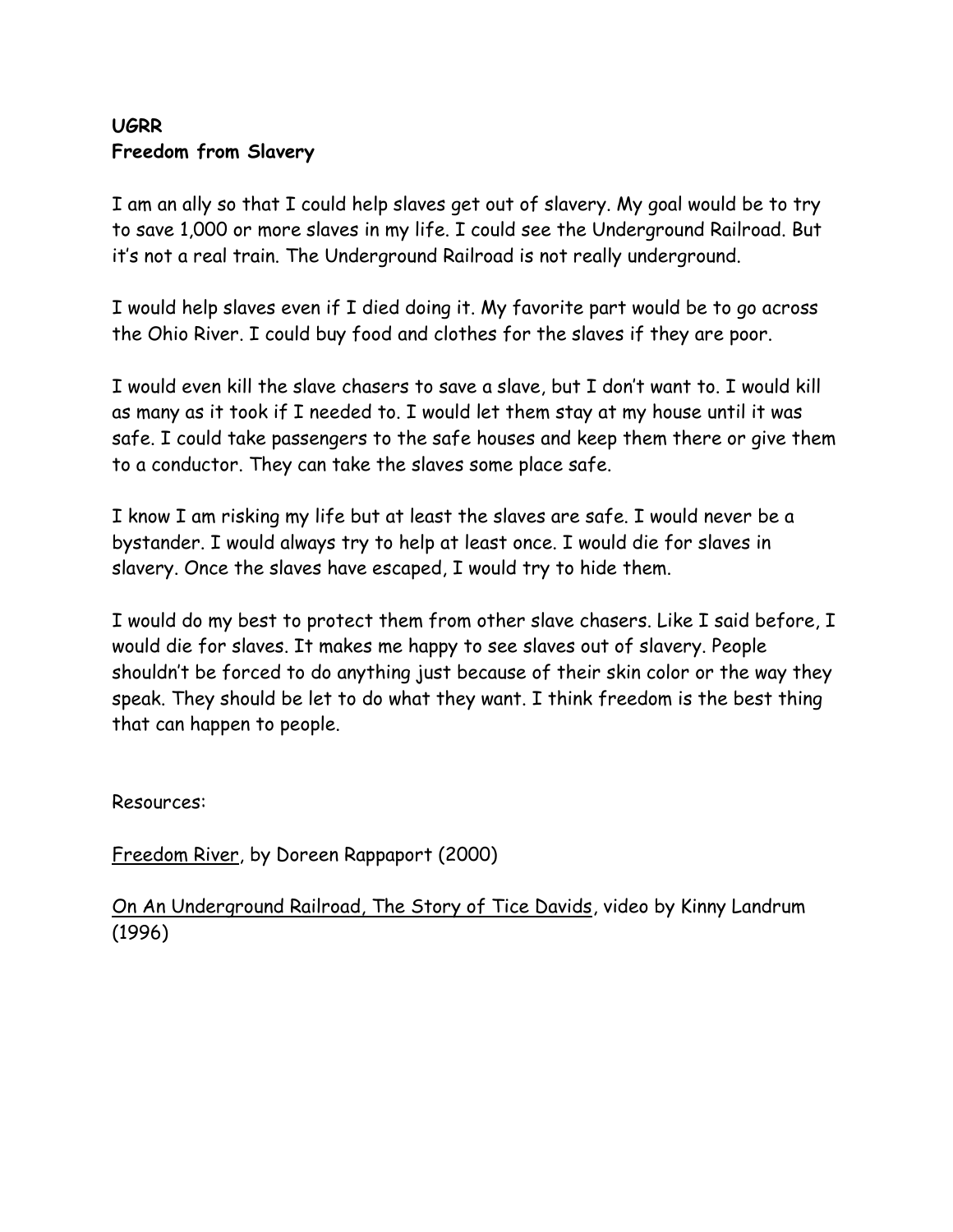**UGRR**
**Freedom from Slavery**

I am an ally so that I could help slaves get out of slavery. My goal would be to try to save 1,000 or more slaves in my life. I could see the Underground Railroad. But it's not a real train. The Underground Railroad is not really underground.

I would help slaves even if I died doing it. My favorite part would be to go across the Ohio River. I could buy food and clothes for the slaves if they are poor.

I would even kill the slave chasers to save a slave, but I don't want to. I would kill as many as it took if I needed to. I would let them stay at my house until it was safe. I could take passengers to the safe houses and keep them there or give them to a conductor. They can take the slaves some place safe.

I know I am risking my life but at least the slaves are safe. I would never be a bystander. I would always try to help at least once. I would die for slaves in slavery. Once the slaves have escaped, I would try to hide them.

I would do my best to protect them from other slave chasers. Like I said before, I would die for slaves. It makes me happy to see slaves out of slavery. People shouldn't be forced to do anything just because of their skin color or the way they speak. They should be let to do what they want. I think freedom is the best thing that can happen to people.

Resources:

Freedom River, by Doreen Rappaport (2000)

On An Underground Railroad, The Story of Tice Davids, video by Kinny Landrum (1996)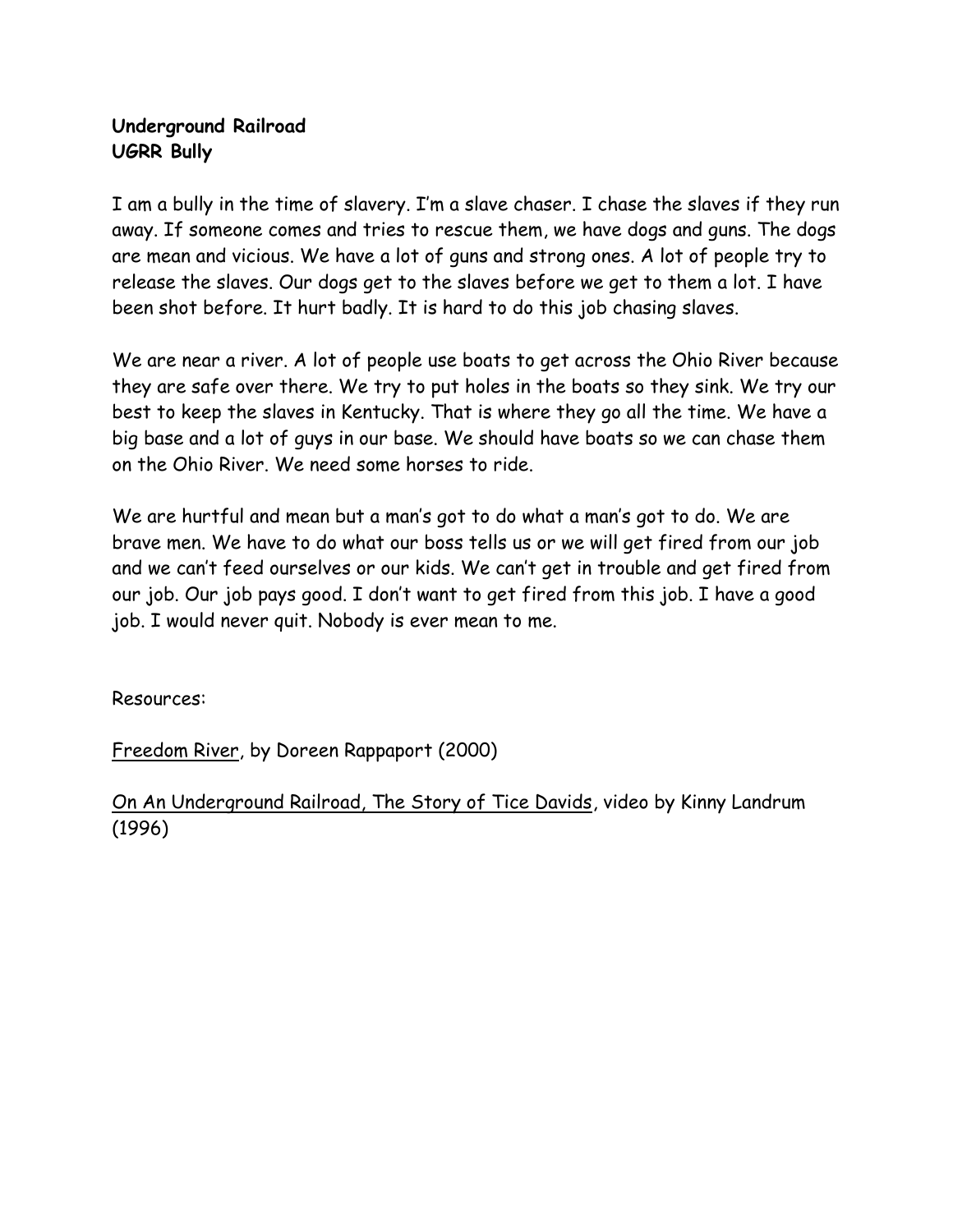**Underground Railroad**
**UGRR Bully**

I am a bully in the time of slavery. I'm a slave chaser. I chase the slaves if they run away. If someone comes and tries to rescue them, we have dogs and guns. The dogs are mean and vicious. We have a lot of guns and strong ones. A lot of people try to release the slaves. Our dogs get to the slaves before we get to them a lot. I have been shot before. It hurt badly. It is hard to do this job chasing slaves.

We are near a river. A lot of people use boats to get across the Ohio River because they are safe over there. We try to put holes in the boats so they sink. We try our best to keep the slaves in Kentucky. That is where they go all the time. We have a big base and a lot of guys in our base. We should have boats so we can chase them on the Ohio River. We need some horses to ride.

We are hurtful and mean but a man's got to do what a man's got to do. We are brave men. We have to do what our boss tells us or we will get fired from our job and we can't feed ourselves or our kids. We can't get in trouble and get fired from our job. Our job pays good. I don't want to get fired from this job. I have a good job. I would never quit. Nobody is ever mean to me.

Resources:

Freedom River, by Doreen Rappaport (2000)

On An Underground Railroad, The Story of Tice Davids, video by Kinny Landrum (1996)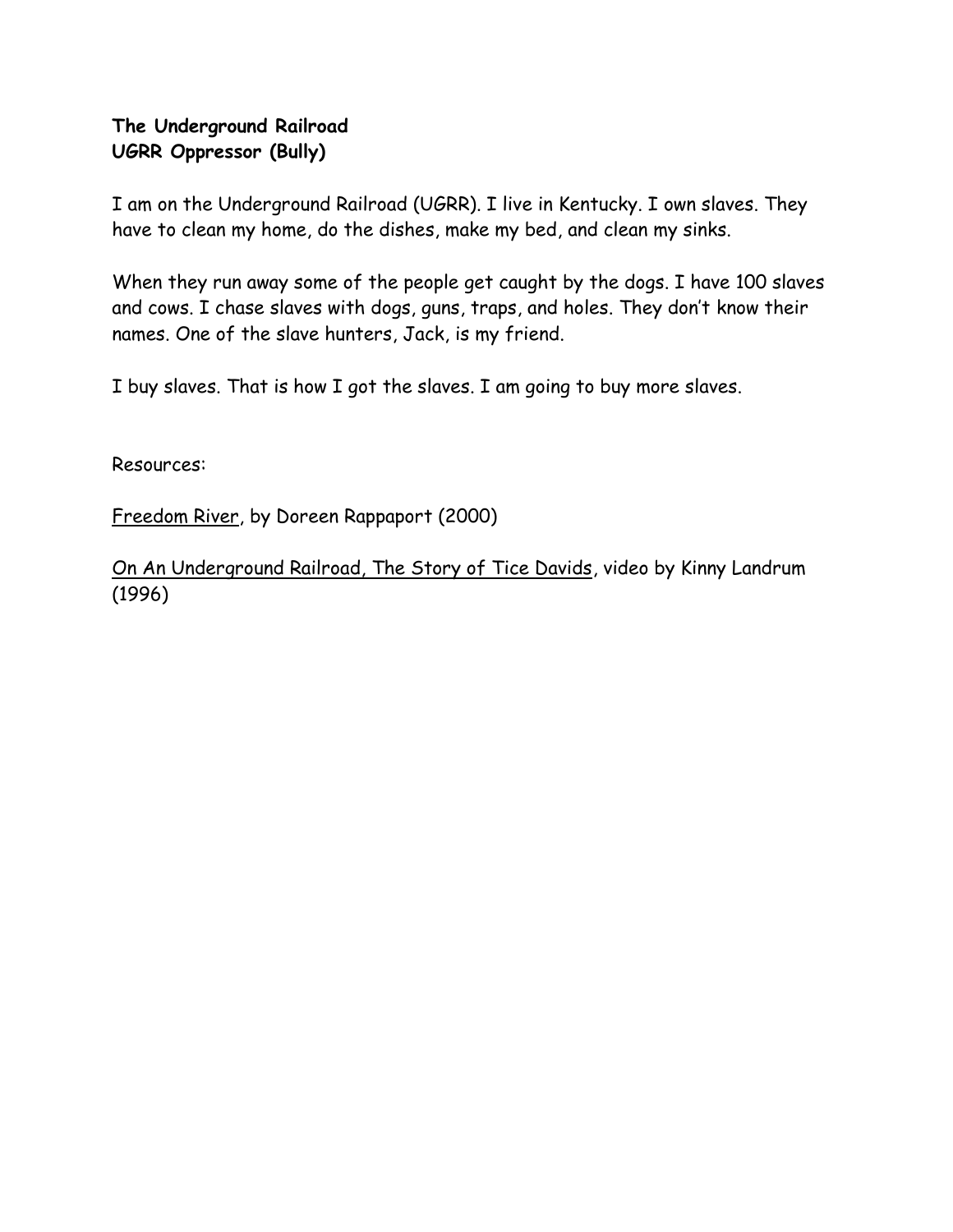**The Underground Railroad**
**UGRR Oppressor (Bully)**

I am on the Underground Railroad (UGRR). I live in Kentucky. I own slaves. They have to clean my home, do the dishes, make my bed, and clean my sinks.

When they run away some of the people get caught by the dogs. I have 100 slaves and cows. I chase slaves with dogs, guns, traps, and holes. They don't know their names. One of the slave hunters, Jack, is my friend.

I buy slaves. That is how I got the slaves. I am going to buy more slaves.

Resources:

<u>Freedom River</u>, by Doreen Rappaport (2000)

<u>On An Underground Railroad, The Story of Tice Davids</u>, video by Kinny Landrum (1996)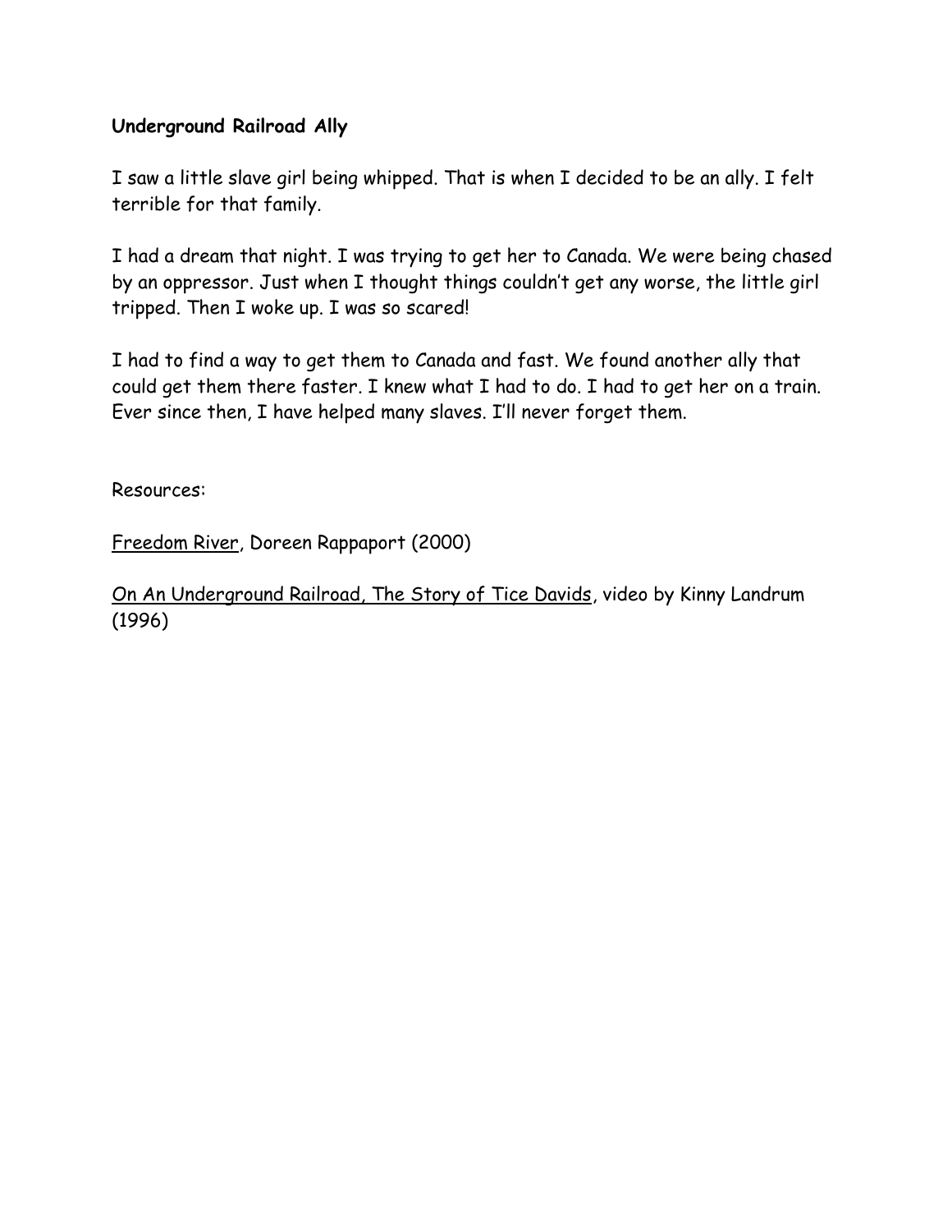**Underground Railroad Ally**

I saw a little slave girl being whipped. That is when I decided to be an ally. I felt terrible for that family.

I had a dream that night. I was trying to get her to Canada. We were being chased by an oppressor. Just when I thought things couldn't get any worse, the little girl tripped. Then I woke up. I was so scared!

I had to find a way to get them to Canada and fast. We found another ally that could get them there faster. I knew what I had to do. I had to get her on a train. Ever since then, I have helped many slaves. I'll never forget them.

Resources:

<u>Freedom River</u>, Doreen Rappaport (2000)

<u>On An Underground Railroad, The Story of Tice Davids</u>, video by Kinny Landrum (1996)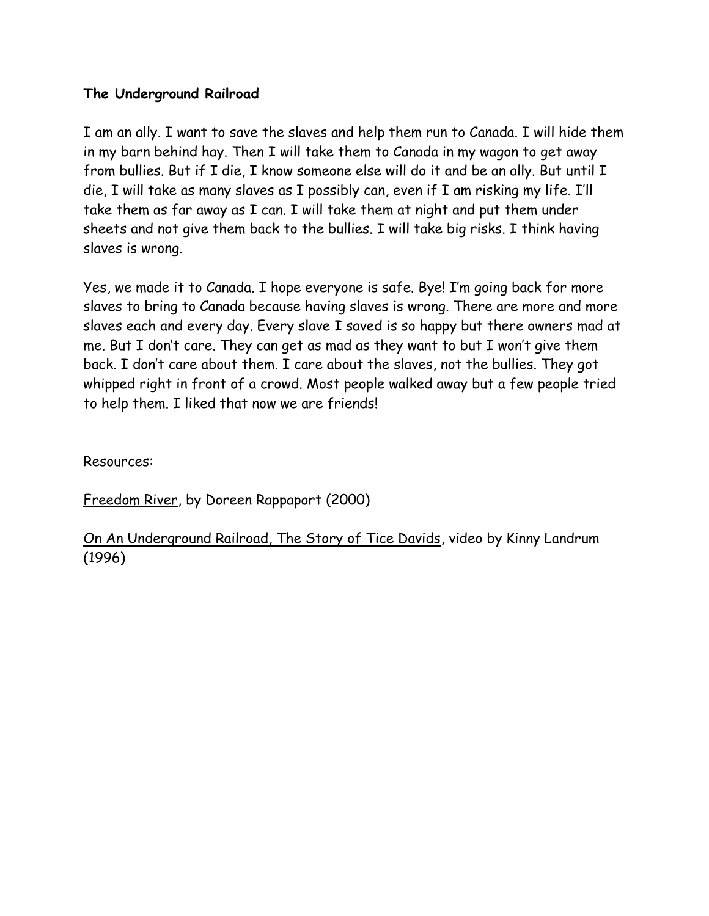**The Underground Railroad**

I am an ally. I want to save the slaves and help them run to Canada. I will hide them in my barn behind hay. Then I will take them to Canada in my wagon to get away from bullies. But if I die, I know someone else will do it and be an ally. But until I die, I will take as many slaves as I possibly can, even if I am risking my life. I'll take them as far away as I can. I will take them at night and put them under sheets and not give them back to the bullies. I will take big risks. I think having slaves is wrong.

Yes, we made it to Canada. I hope everyone is safe. Bye! I'm going back for more slaves to bring to Canada because having slaves is wrong. There are more and more slaves each and every day. Every slave I saved is so happy but there owners mad at me. But I don't care. They can get as mad as they want to but I won't give them back. I don't care about them. I care about the slaves, not the bullies. They got whipped right in front of a crowd. Most people walked away but a few people tried to help them. I liked that now we are friends!

Resources:

<u>Freedom River</u>, by Doreen Rappaport (2000)

<u>On An Underground Railroad, The Story of Tice Davids</u>, video by Kinny Landrum (1996)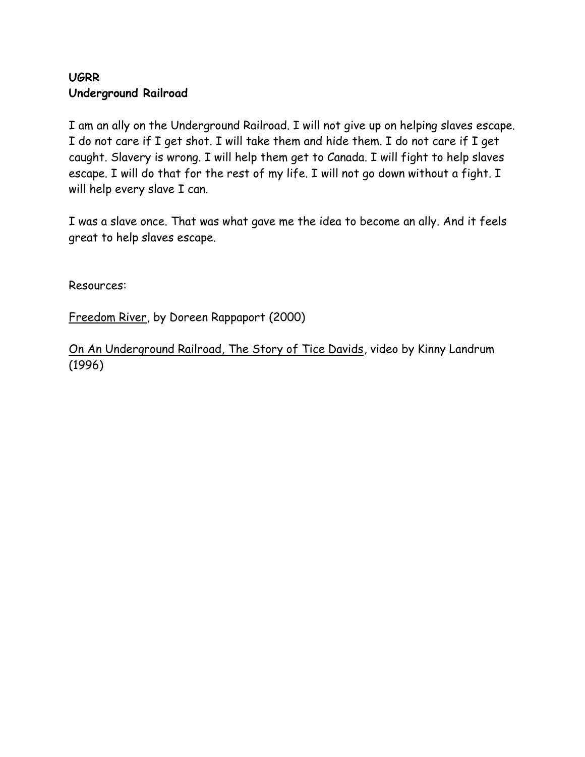**UGRR**
**Underground Railroad**

I am an ally on the Underground Railroad. I will not give up on helping slaves escape. I do not care if I get shot. I will take them and hide them. I do not care if I get caught. Slavery is wrong. I will help them get to Canada. I will fight to help slaves escape. I will do that for the rest of my life. I will not go down without a fight. I will help every slave I can.

I was a slave once. That was what gave me the idea to become an ally. And it feels great to help slaves escape.

Resources:

<u>Freedom River</u>, by Doreen Rappaport (2000)

<u>On An Underground Railroad, The Story of Tice Davids</u>, video by Kinny Landrum (1996)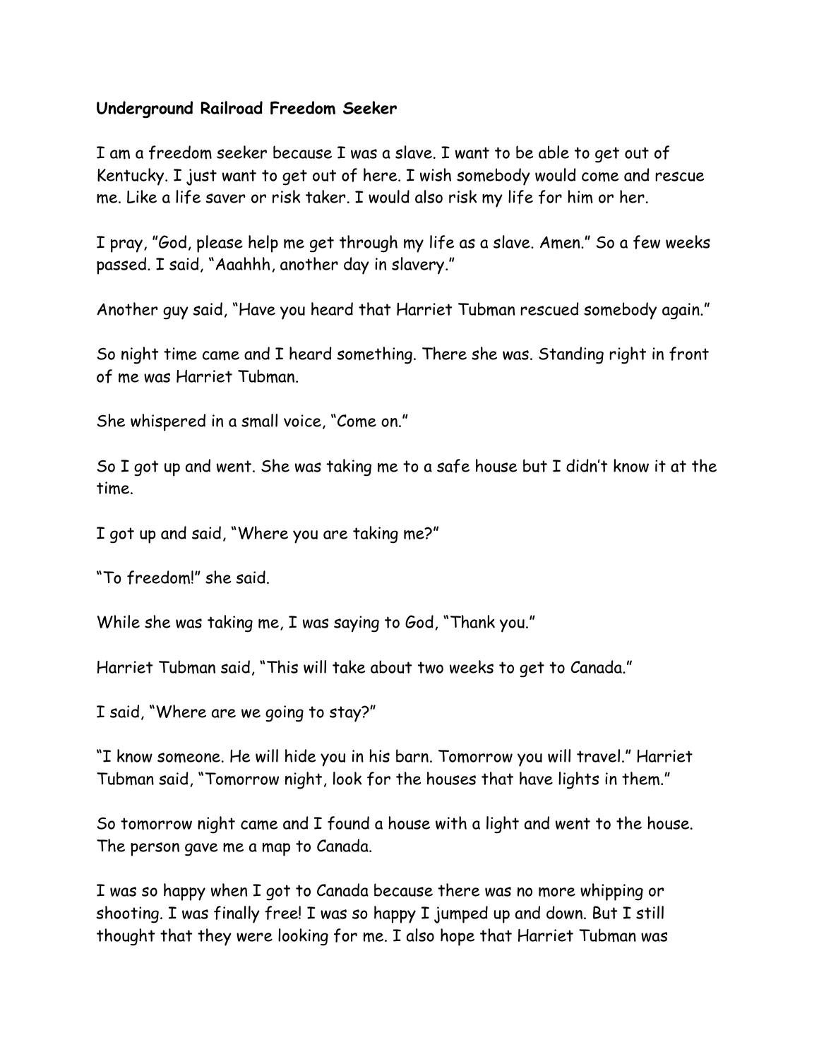**Underground Railroad Freedom Seeker**

I am a freedom seeker because I was a slave. I want to be able to get out of Kentucky. I just want to get out of here. I wish somebody would come and rescue me. Like a life saver or risk taker. I would also risk my life for him or her.

I pray, "God, please help me get through my life as a slave. Amen." So a few weeks passed. I said, "Aaahhh, another day in slavery."

Another guy said, "Have you heard that Harriet Tubman rescued somebody again."

So night time came and I heard something. There she was. Standing right in front of me was Harriet Tubman.

She whispered in a small voice, "Come on."

So I got up and went. She was taking me to a safe house but I didn't know it at the time.

I got up and said, "Where you are taking me?"

"To freedom!" she said.

While she was taking me, I was saying to God, "Thank you."

Harriet Tubman said, "This will take about two weeks to get to Canada."

I said, "Where are we going to stay?"

"I know someone. He will hide you in his barn. Tomorrow you will travel." Harriet Tubman said, "Tomorrow night, look for the houses that have lights in them."

So tomorrow night came and I found a house with a light and went to the house. The person gave me a map to Canada.

I was so happy when I got to Canada because there was no more whipping or shooting. I was finally free! I was so happy I jumped up and down. But I still thought that they were looking for me. I also hope that Harriet Tubman was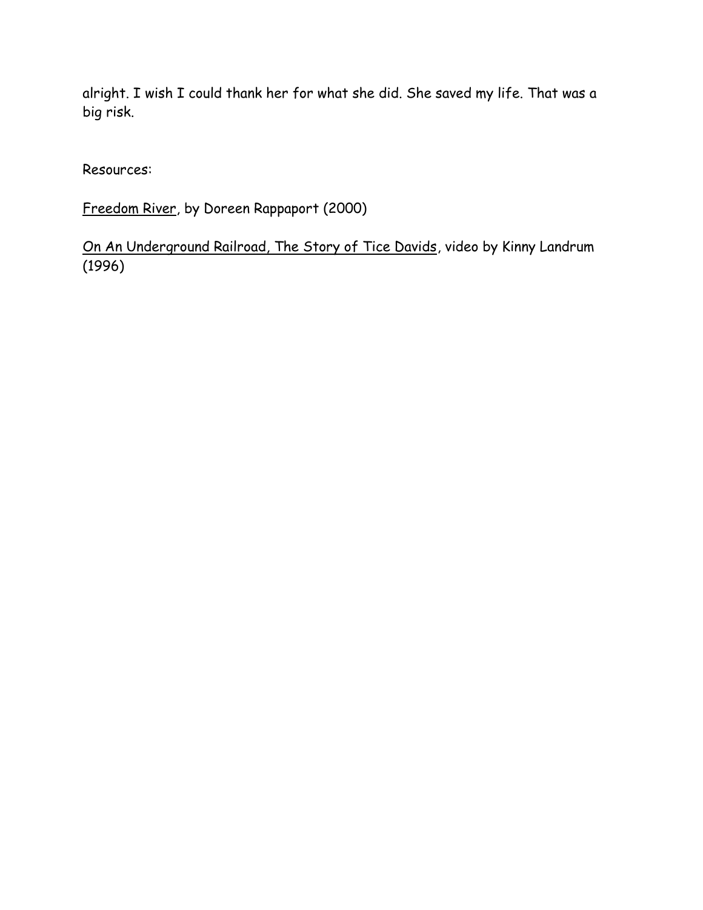alright. I wish I could thank her for what she did. She saved my life. That was a big risk.

Resources:

<u>Freedom River</u>, by Doreen Rappaport (2000)

<u>On An Underground Railroad, The Story of Tice Davids</u>, video by Kinny Landrum (1996)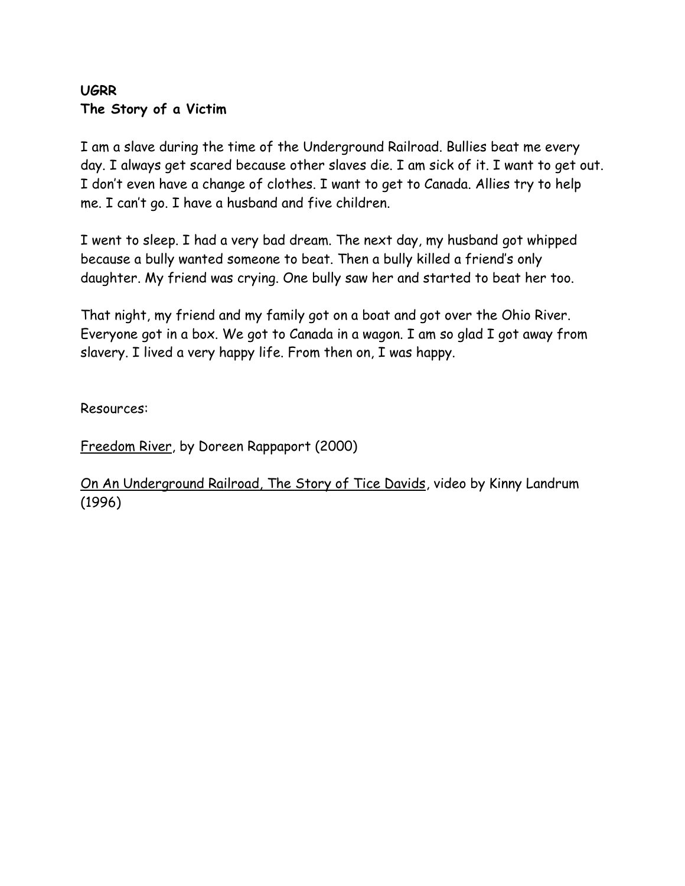**UGRR**
**The Story of a Victim**

I am a slave during the time of the Underground Railroad. Bullies beat me every day. I always get scared because other slaves die. I am sick of it. I want to get out. I don't even have a change of clothes. I want to get to Canada. Allies try to help me. I can't go. I have a husband and five children.

I went to sleep. I had a very bad dream. The next day, my husband got whipped because a bully wanted someone to beat. Then a bully killed a friend's only daughter. My friend was crying. One bully saw her and started to beat her too.

That night, my friend and my family got on a boat and got over the Ohio River. Everyone got in a box. We got to Canada in a wagon. I am so glad I got away from slavery. I lived a very happy life. From then on, I was happy.

Resources:

<u>Freedom River</u>, by Doreen Rappaport (2000)

<u>On An Underground Railroad, The Story of Tice Davids</u>, video by Kinny Landrum (1996)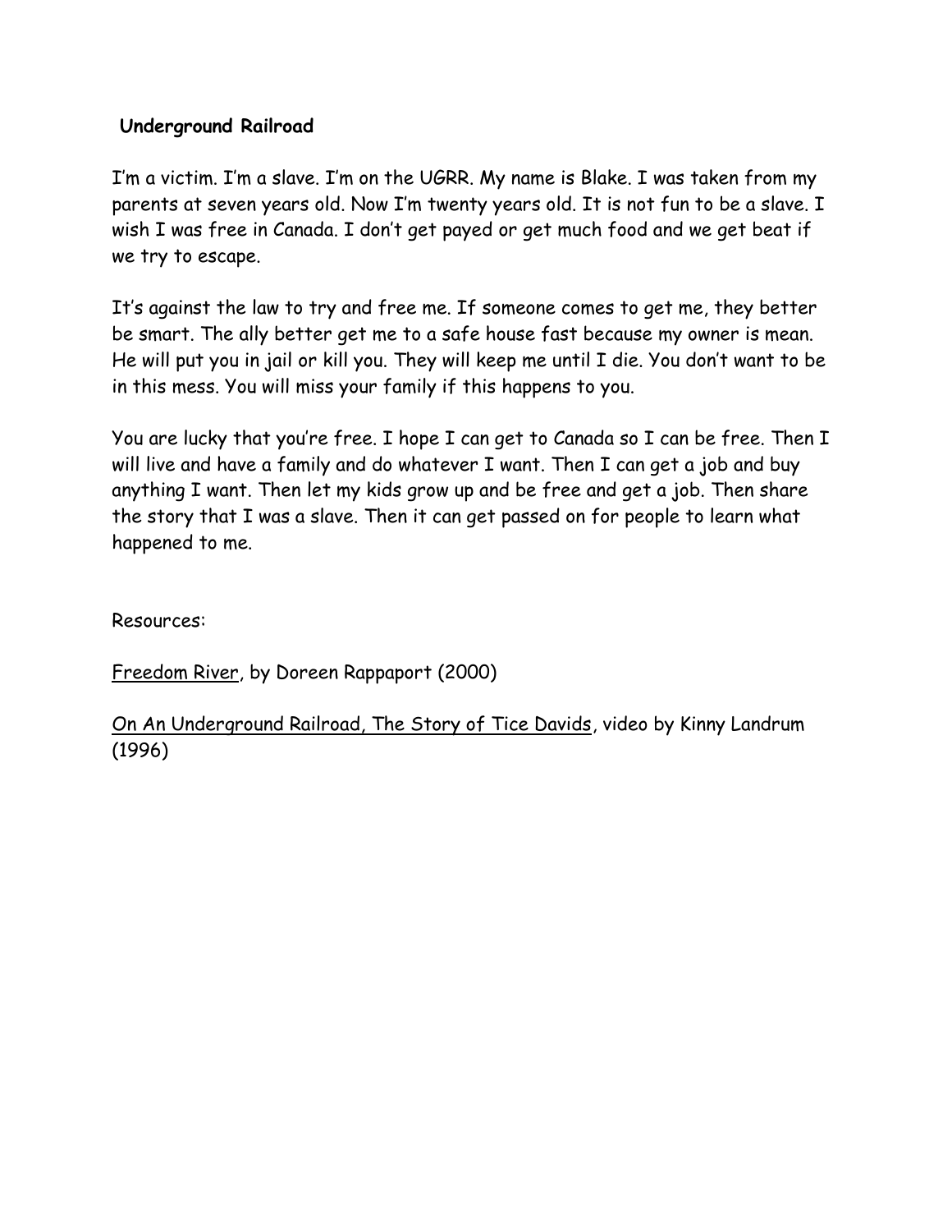**Underground Railroad**

I'm a victim. I'm a slave. I'm on the UGRR. My name is Blake. I was taken from my parents at seven years old. Now I'm twenty years old. It is not fun to be a slave. I wish I was free in Canada. I don't get payed or get much food and we get beat if we try to escape.

It's against the law to try and free me. If someone comes to get me, they better be smart. The ally better get me to a safe house fast because my owner is mean. He will put you in jail or kill you. They will keep me until I die. You don't want to be in this mess. You will miss your family if this happens to you.

You are lucky that you're free. I hope I can get to Canada so I can be free. Then I will live and have a family and do whatever I want. Then I can get a job and buy anything I want. Then let my kids grow up and be free and get a job. Then share the story that I was a slave. Then it can get passed on for people to learn what happened to me.

Resources:

Freedom River, by Doreen Rappaport (2000)

On An Underground Railroad, The Story of Tice Davids, video by Kinny Landrum (1996)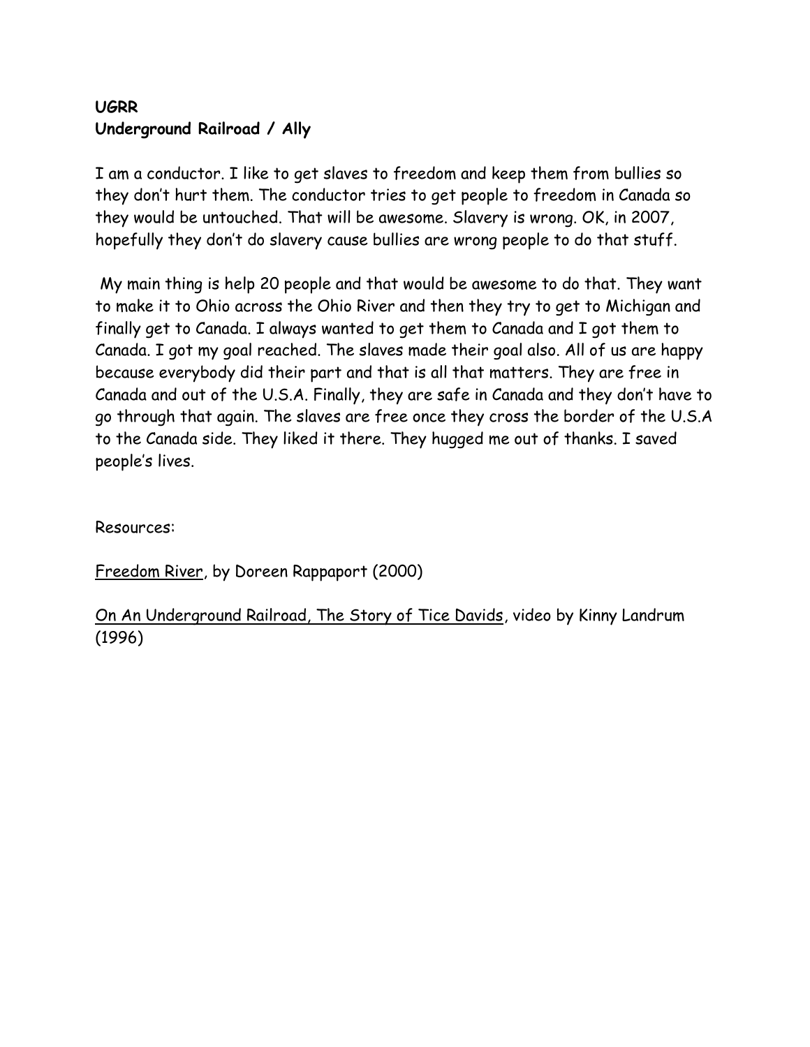**UGRR**
**Underground Railroad / Ally**

I am a conductor. I like to get slaves to freedom and keep them from bullies so they don't hurt them. The conductor tries to get people to freedom in Canada so they would be untouched. That will be awesome. Slavery is wrong. OK, in 2007, hopefully they don't do slavery cause bullies are wrong people to do that stuff.

My main thing is help 20 people and that would be awesome to do that. They want to make it to Ohio across the Ohio River and then they try to get to Michigan and finally get to Canada. I always wanted to get them to Canada and I got them to Canada. I got my goal reached. The slaves made their goal also. All of us are happy because everybody did their part and that is all that matters. They are free in Canada and out of the U.S.A. Finally, they are safe in Canada and they don't have to go through that again. The slaves are free once they cross the border of the U.S.A to the Canada side. They liked it there. They hugged me out of thanks. I saved people's lives.

Resources:

<u>Freedom River</u>, by Doreen Rappaport (2000)

<u>On An Underground Railroad, The Story of Tice Davids</u>, video by Kinny Landrum (1996)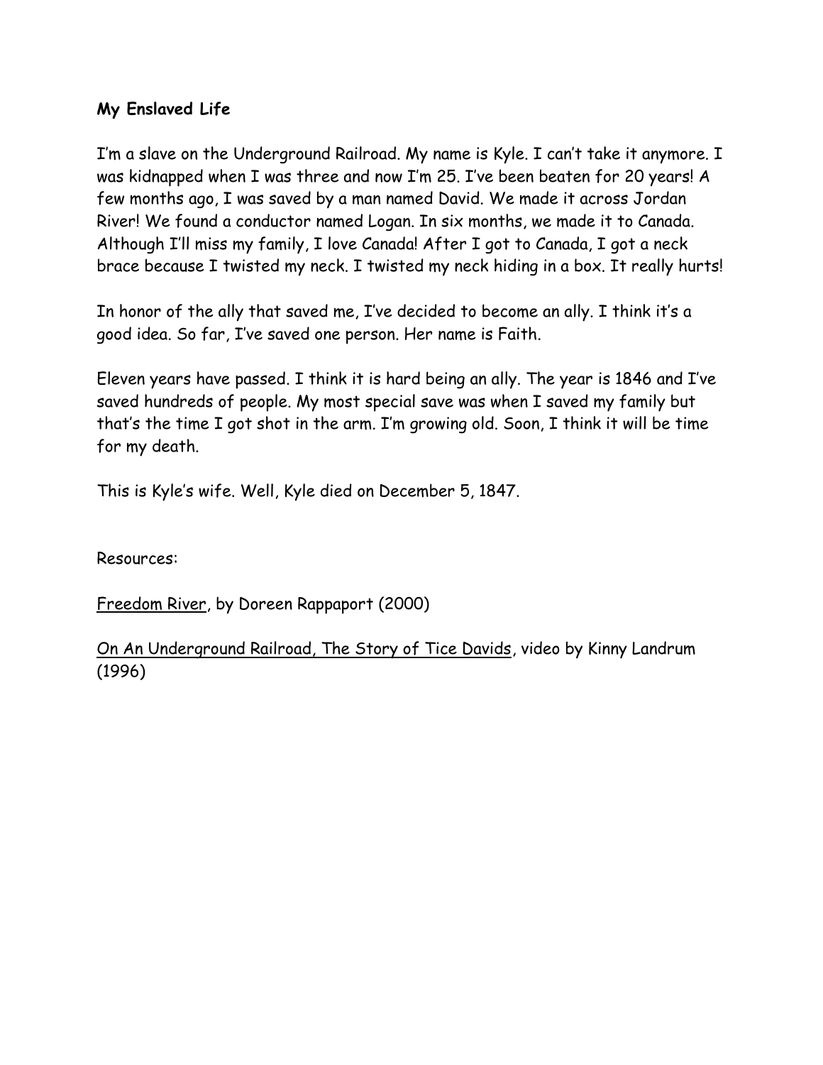**My Enslaved Life**

I'm a slave on the Underground Railroad. My name is Kyle. I can't take it anymore. I was kidnapped when I was three and now I'm 25. I've been beaten for 20 years! A few months ago, I was saved by a man named David. We made it across Jordan River! We found a conductor named Logan. In six months, we made it to Canada. Although I'll miss my family, I love Canada! After I got to Canada, I got a neck brace because I twisted my neck. I twisted my neck hiding in a box. It really hurts!

In honor of the ally that saved me, I've decided to become an ally. I think it's a good idea. So far, I've saved one person. Her name is Faith.

Eleven years have passed. I think it is hard being an ally. The year is 1846 and I've saved hundreds of people. My most special save was when I saved my family but that's the time I got shot in the arm. I'm growing old. Soon, I think it will be time for my death.

This is Kyle's wife. Well, Kyle died on December 5, 1847.

Resources:

<u>Freedom River</u>, by Doreen Rappaport (2000)

<u>On An Underground Railroad, The Story of Tice Davids</u>, video by Kinny Landrum (1996)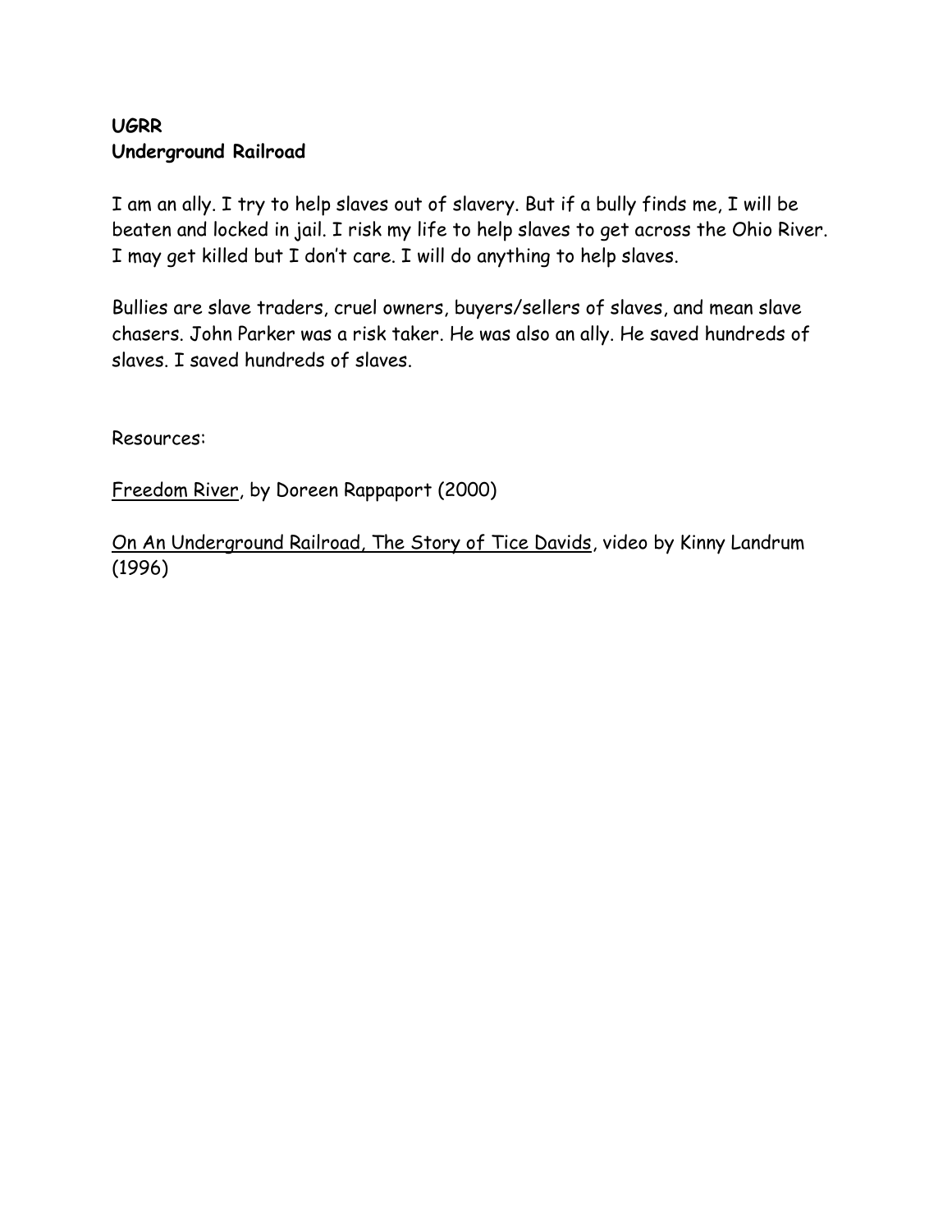**UGRR**
**Underground Railroad**

I am an ally. I try to help slaves out of slavery. But if a bully finds me, I will be beaten and locked in jail. I risk my life to help slaves to get across the Ohio River. I may get killed but I don't care. I will do anything to help slaves.

Bullies are slave traders, cruel owners, buyers/sellers of slaves, and mean slave chasers. John Parker was a risk taker. He was also an ally. He saved hundreds of slaves. I saved hundreds of slaves.

Resources:

<u>Freedom River</u>, by Doreen Rappaport (2000)

<u>On An Underground Railroad, The Story of Tice Davids</u>, video by Kinny Landrum (1996)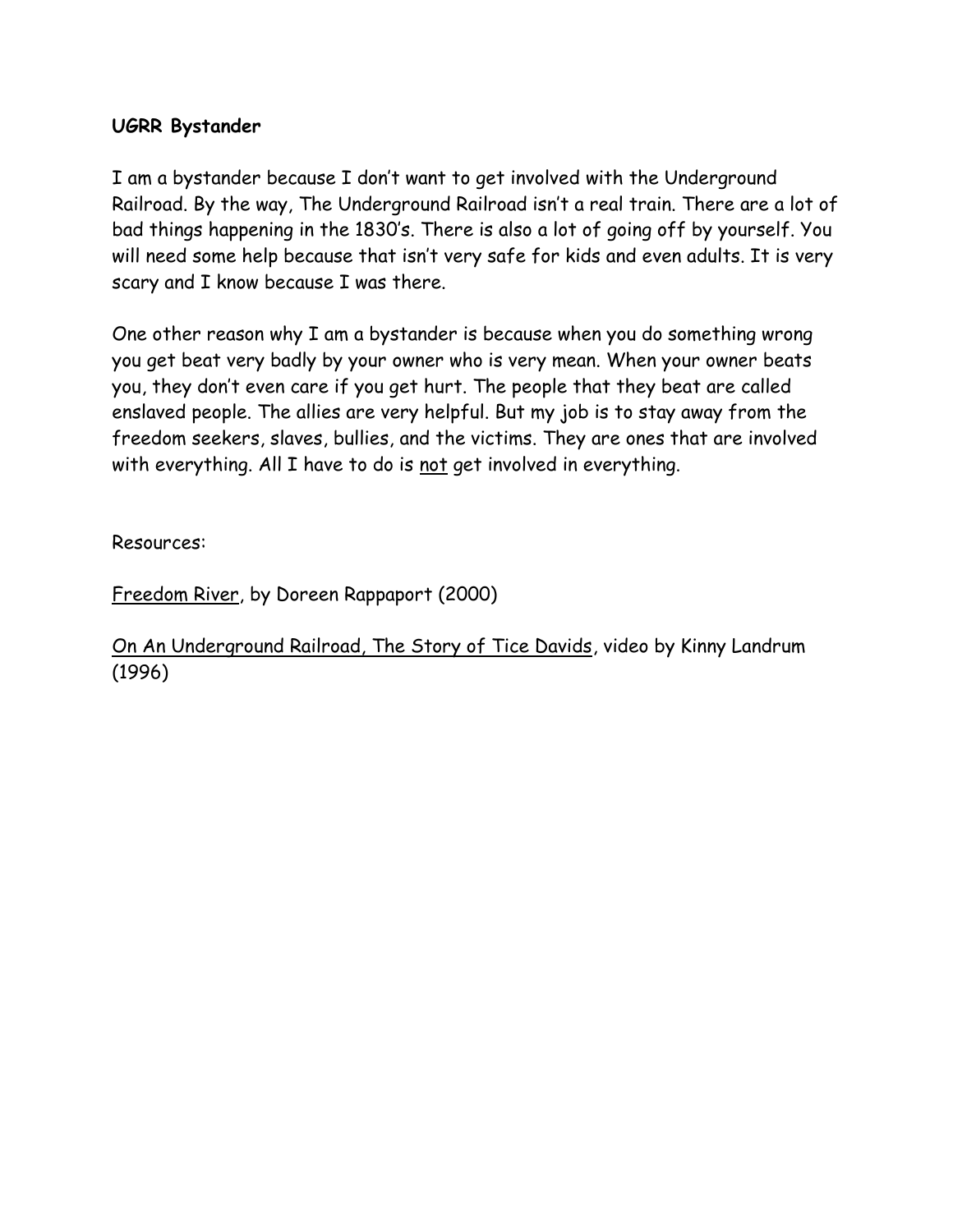**UGRR Bystander**

I am a bystander because I don't want to get involved with the Underground Railroad. By the way, The Underground Railroad isn't a real train. There are a lot of bad things happening in the 1830's. There is also a lot of going off by yourself. You will need some help because that isn't very safe for kids and even adults. It is very scary and I know because I was there.

One other reason why I am a bystander is because when you do something wrong you get beat very badly by your owner who is very mean. When your owner beats you, they don't even care if you get hurt. The people that they beat are called enslaved people. The allies are very helpful. But my job is to stay away from the freedom seekers, slaves, bullies, and the victims. They are ones that are involved with everything. All I have to do is <u>not</u> get involved in everything.

Resources:

<u>Freedom River</u>, by Doreen Rappaport (2000)

<u>On An Underground Railroad, The Story of Tice Davids</u>, video by Kinny Landrum (1996)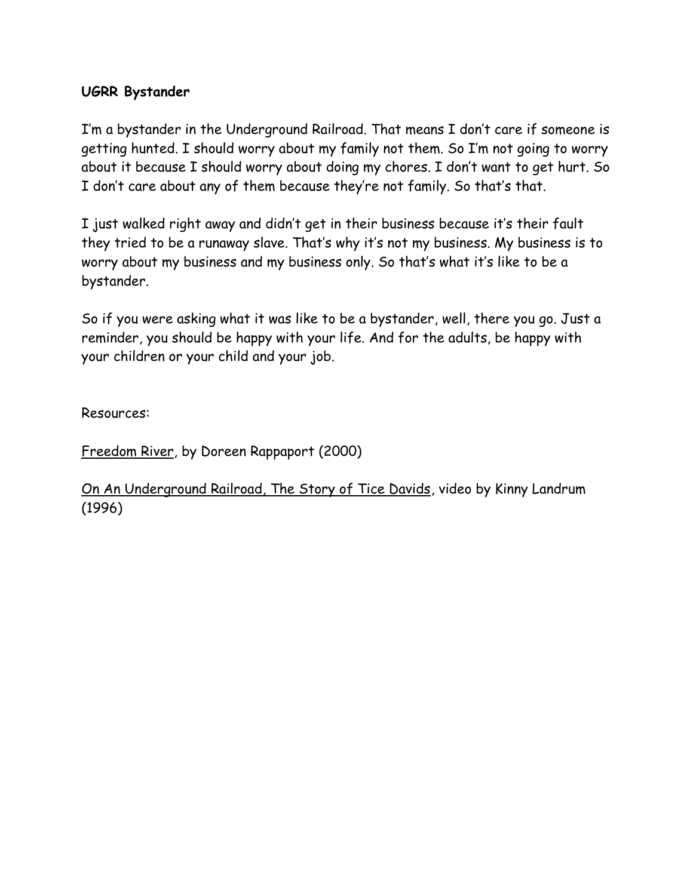**UGRR Bystander**

I'm a bystander in the Underground Railroad. That means I don't care if someone is getting hunted. I should worry about my family not them. So I'm not going to worry about it because I should worry about doing my chores. I don't want to get hurt. So I don't care about any of them because they're not family. So that's that.

I just walked right away and didn't get in their business because it's their fault they tried to be a runaway slave. That's why it's not my business. My business is to worry about my business and my business only. So that's what it's like to be a bystander.

So if you were asking what it was like to be a bystander, well, there you go. Just a reminder, you should be happy with your life. And for the adults, be happy with your children or your child and your job.

Resources:

<u>Freedom River</u>, by Doreen Rappaport (2000)

<u>On An Underground Railroad, The Story of Tice Davids</u>, video by Kinny Landrum (1996)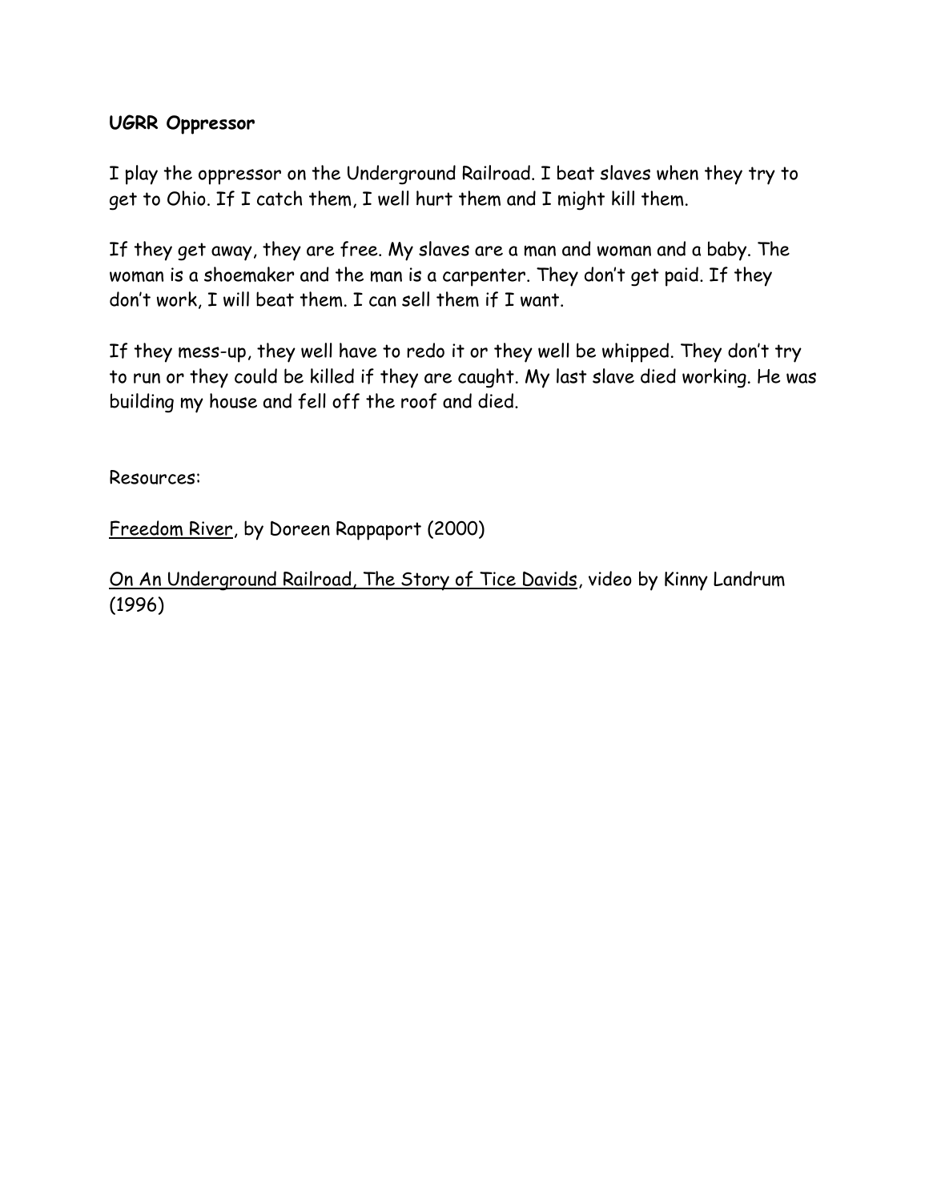**UGRR Oppressor**

I play the oppressor on the Underground Railroad. I beat slaves when they try to get to Ohio. If I catch them, I well hurt them and I might kill them.

If they get away, they are free. My slaves are a man and woman and a baby. The woman is a shoemaker and the man is a carpenter. They don't get paid. If they don't work, I will beat them. I can sell them if I want.

If they mess-up, they well have to redo it or they well be whipped. They don't try to run or they could be killed if they are caught. My last slave died working. He was building my house and fell off the roof and died.

Resources:

Freedom River, by Doreen Rappaport (2000)

On An Underground Railroad, The Story of Tice Davids, video by Kinny Landrum (1996)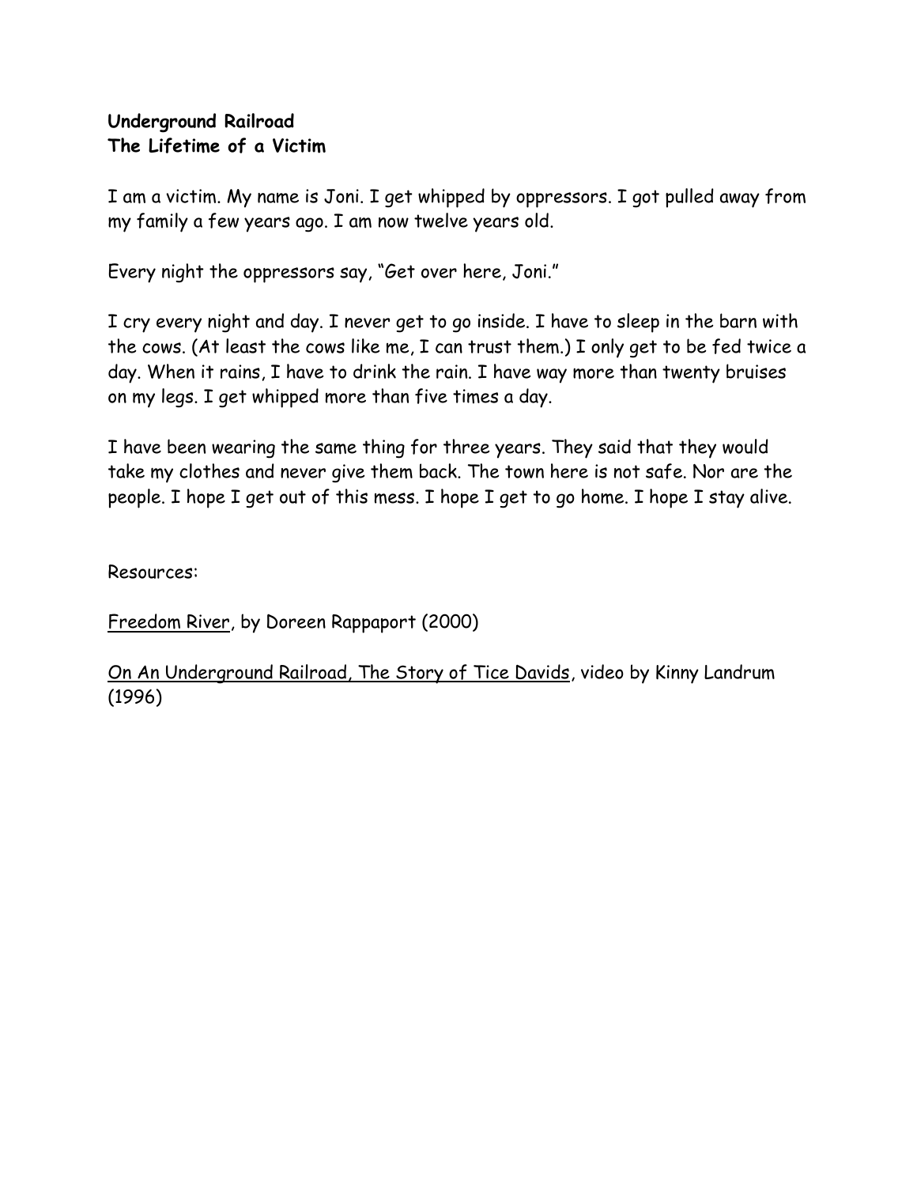**Underground Railroad**
**The Lifetime of a Victim**

I am a victim. My name is Joni. I get whipped by oppressors. I got pulled away from my family a few years ago. I am now twelve years old.

Every night the oppressors say, "Get over here, Joni."

I cry every night and day. I never get to go inside. I have to sleep in the barn with the cows. (At least the cows like me, I can trust them.) I only get to be fed twice a day. When it rains, I have to drink the rain. I have way more than twenty bruises on my legs. I get whipped more than five times a day.

I have been wearing the same thing for three years. They said that they would take my clothes and never give them back. The town here is not safe. Nor are the people. I hope I get out of this mess. I hope I get to go home. I hope I stay alive.

Resources:

Freedom River, by Doreen Rappaport (2000)

On An Underground Railroad, The Story of Tice Davids, video by Kinny Landrum (1996)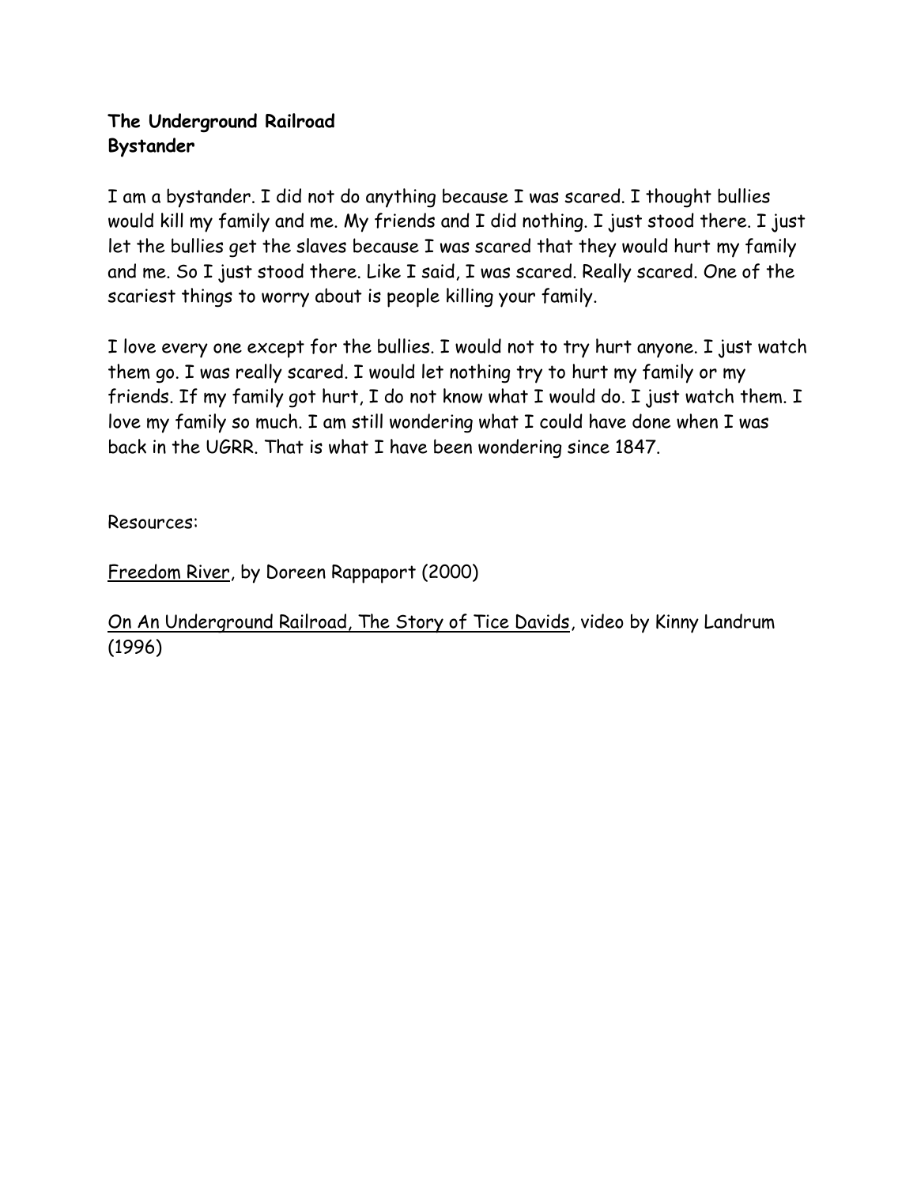**The Underground Railroad**
**Bystander**

I am a bystander. I did not do anything because I was scared. I thought bullies would kill my family and me. My friends and I did nothing. I just stood there. I just let the bullies get the slaves because I was scared that they would hurt my family and me. So I just stood there. Like I said, I was scared. Really scared. One of the scariest things to worry about is people killing your family.

I love every one except for the bullies. I would not to try hurt anyone. I just watch them go. I was really scared. I would let nothing try to hurt my family or my friends. If my family got hurt, I do not know what I would do. I just watch them. I love my family so much. I am still wondering what I could have done when I was back in the UGRR. That is what I have been wondering since 1847.

Resources:

<u>Freedom River</u>, by Doreen Rappaport (2000)

<u>On An Underground Railroad, The Story of Tice Davids</u>, video by Kinny Landrum (1996)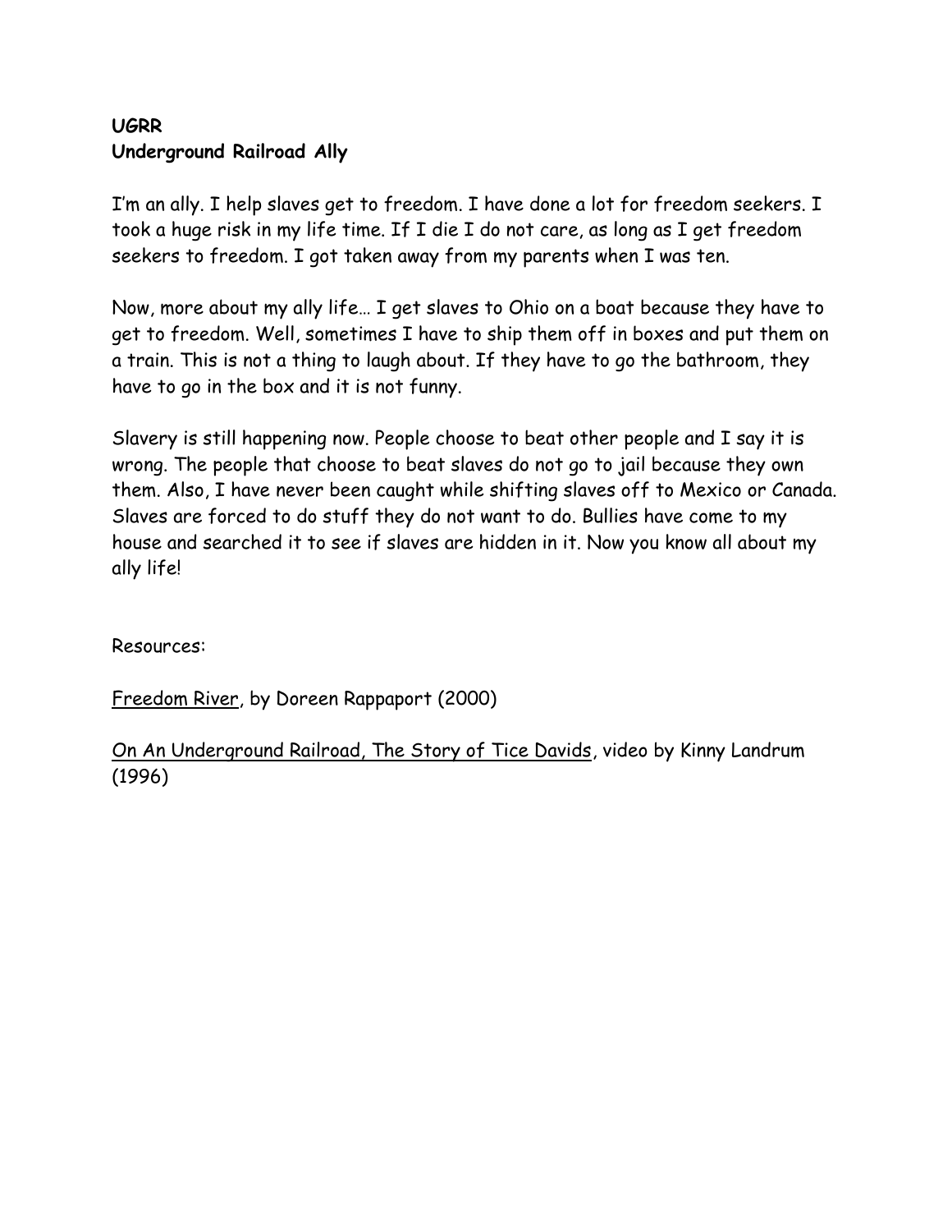**UGRR**
**Underground Railroad Ally**

I'm an ally. I help slaves get to freedom. I have done a lot for freedom seekers. I took a huge risk in my life time. If I die I do not care, as long as I get freedom seekers to freedom. I got taken away from my parents when I was ten.

Now, more about my ally life… I get slaves to Ohio on a boat because they have to get to freedom. Well, sometimes I have to ship them off in boxes and put them on a train. This is not a thing to laugh about. If they have to go the bathroom, they have to go in the box and it is not funny.

Slavery is still happening now. People choose to beat other people and I say it is wrong. The people that choose to beat slaves do not go to jail because they own them. Also, I have never been caught while shifting slaves off to Mexico or Canada. Slaves are forced to do stuff they do not want to do. Bullies have come to my house and searched it to see if slaves are hidden in it. Now you know all about my ally life!

Resources:

Freedom River, by Doreen Rappaport (2000)

On An Underground Railroad, The Story of Tice Davids, video by Kinny Landrum (1996)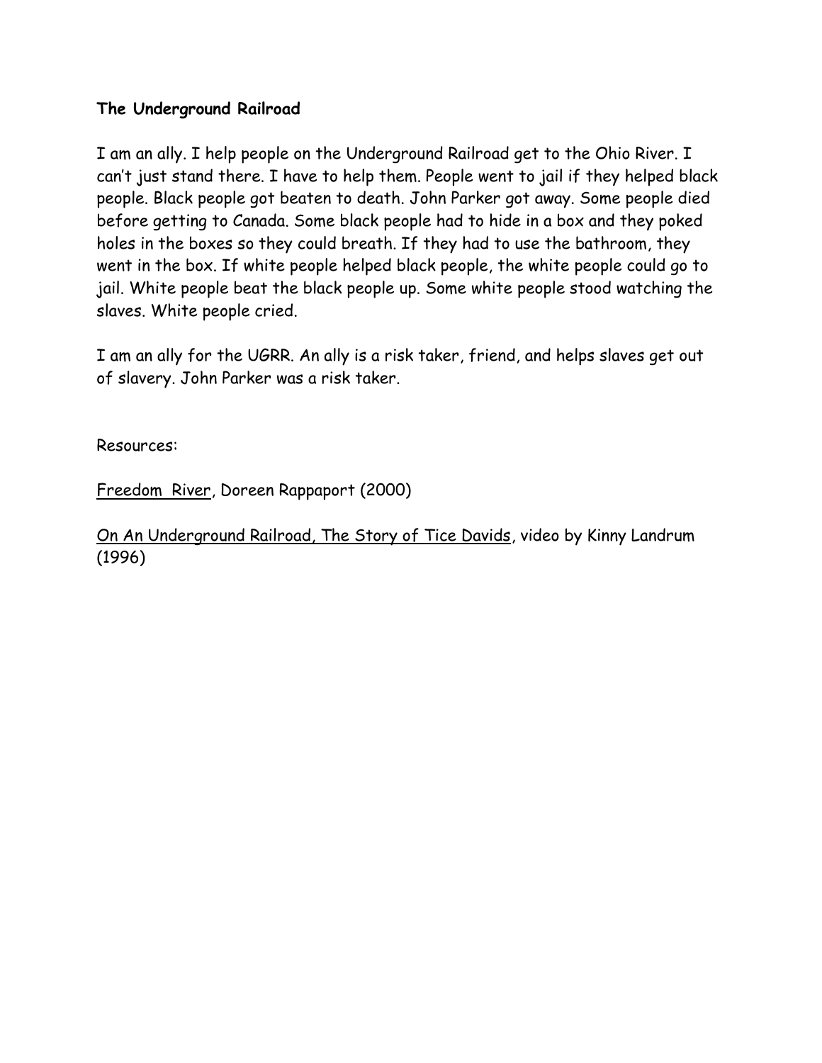**The Underground Railroad**

I am an ally. I help people on the Underground Railroad get to the Ohio River. I can't just stand there. I have to help them. People went to jail if they helped black people. Black people got beaten to death. John Parker got away. Some people died before getting to Canada. Some black people had to hide in a box and they poked holes in the boxes so they could breath. If they had to use the bathroom, they went in the box. If white people helped black people, the white people could go to jail. White people beat the black people up. Some white people stood watching the slaves. White people cried.

I am an ally for the UGRR. An ally is a risk taker, friend, and helps slaves get out of slavery. John Parker was a risk taker.

Resources:

Freedom River, Doreen Rappaport (2000)

On An Underground Railroad, The Story of Tice Davids, video by Kinny Landrum (1996)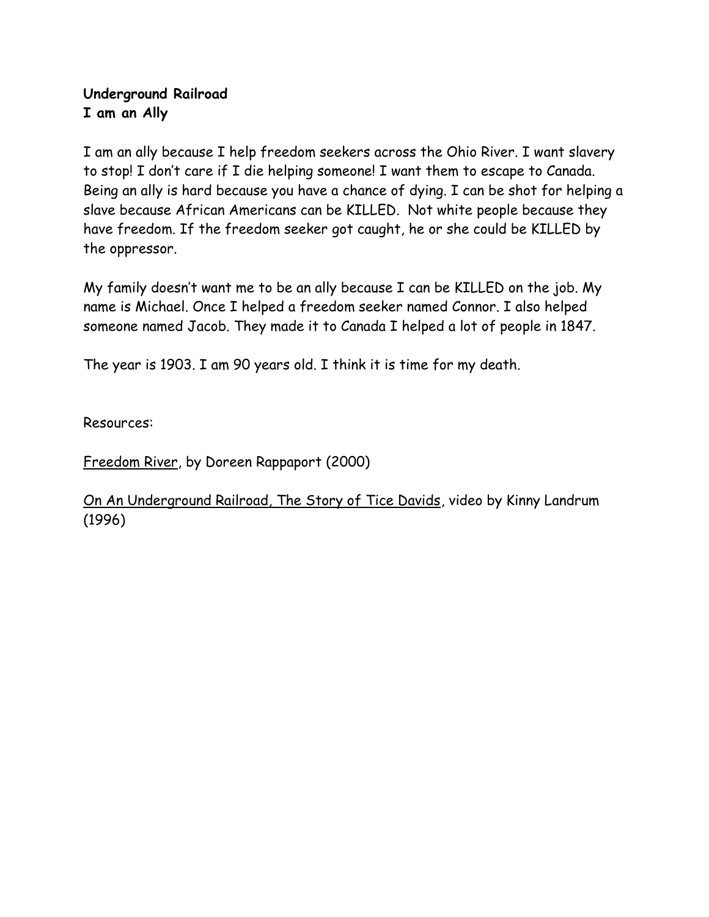**Underground Railroad**
**I am an Ally**

I am an ally because I help freedom seekers across the Ohio River. I want slavery to stop! I don't care if I die helping someone! I want them to escape to Canada. Being an ally is hard because you have a chance of dying. I can be shot for helping a slave because African Americans can be KILLED. Not white people because they have freedom. If the freedom seeker got caught, he or she could be KILLED by the oppressor.

My family doesn't want me to be an ally because I can be KILLED on the job. My name is Michael. Once I helped a freedom seeker named Connor. I also helped someone named Jacob. They made it to Canada I helped a lot of people in 1847.

The year is 1903. I am 90 years old. I think it is time for my death.

Resources:

Freedom River, by Doreen Rappaport (2000)

On An Underground Railroad, The Story of Tice Davids, video by Kinny Landrum (1996)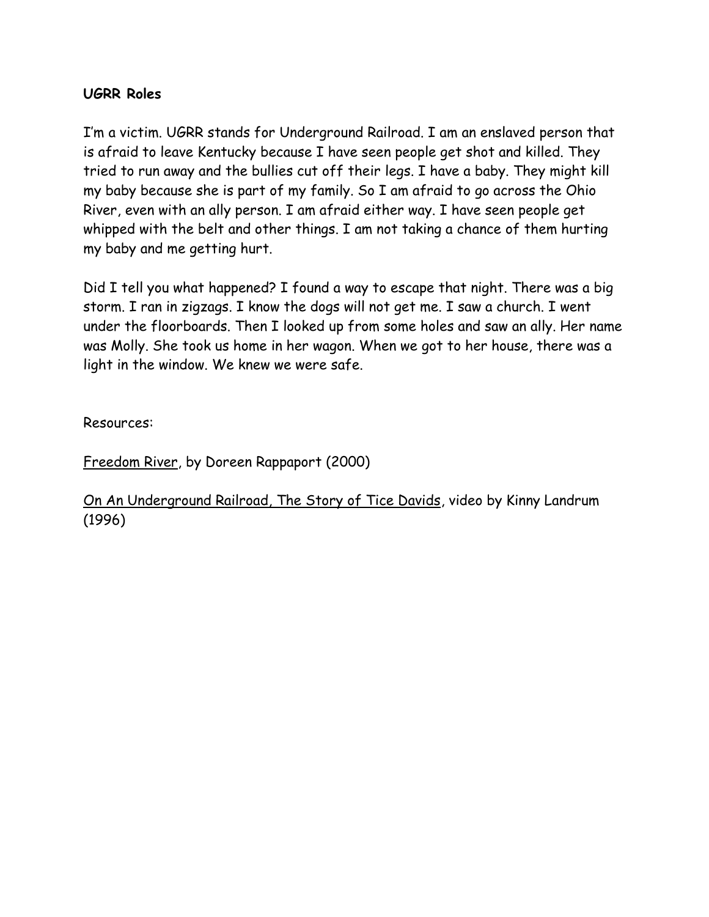**UGRR Roles**

I'm a victim. UGRR stands for Underground Railroad. I am an enslaved person that is afraid to leave Kentucky because I have seen people get shot and killed. They tried to run away and the bullies cut off their legs. I have a baby. They might kill my baby because she is part of my family. So I am afraid to go across the Ohio River, even with an ally person. I am afraid either way. I have seen people get whipped with the belt and other things. I am not taking a chance of them hurting my baby and me getting hurt.

Did I tell you what happened? I found a way to escape that night. There was a big storm. I ran in zigzags. I know the dogs will not get me. I saw a church. I went under the floorboards. Then I looked up from some holes and saw an ally. Her name was Molly. She took us home in her wagon. When we got to her house, there was a light in the window. We knew we were safe.

Resources:

<u>Freedom River</u>, by Doreen Rappaport (2000)

<u>On An Underground Railroad, The Story of Tice Davids</u>, video by Kinny Landrum (1996)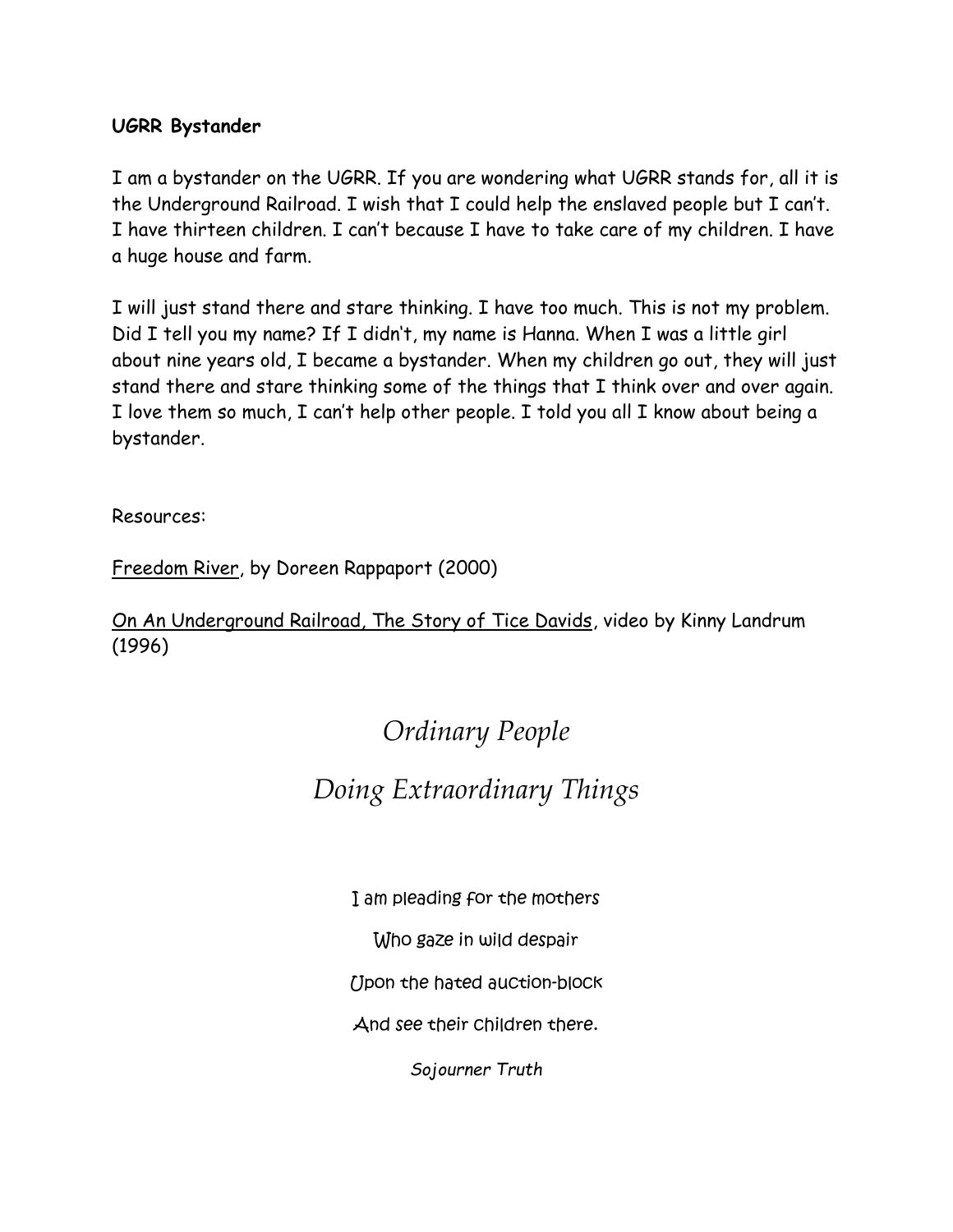**UGRR Bystander**

I am a bystander on the UGRR. If you are wondering what UGRR stands for, all it is the Underground Railroad. I wish that I could help the enslaved people but I can't. I have thirteen children. I can't because I have to take care of my children. I have a huge house and farm.

I will just stand there and stare thinking. I have too much. This is not my problem. Did I tell you my name? If I didn't, my name is Hanna. When I was a little girl about nine years old, I became a bystander. When my children go out, they will just stand there and stare thinking some of the things that I think over and over again. I love them so much, I can't help other people. I told you all I know about being a bystander.

Resources:

Freedom River, by Doreen Rappaport (2000)

On An Underground Railroad, The Story of Tice Davids, video by Kinny Landrum (1996)

# *Ordinary People*

# *Doing Extraordinary Things*

I am pleading for the mothers

Who gaze in wild despair

Upon the hated auction-block

And see their children there.

*Sojourner Truth*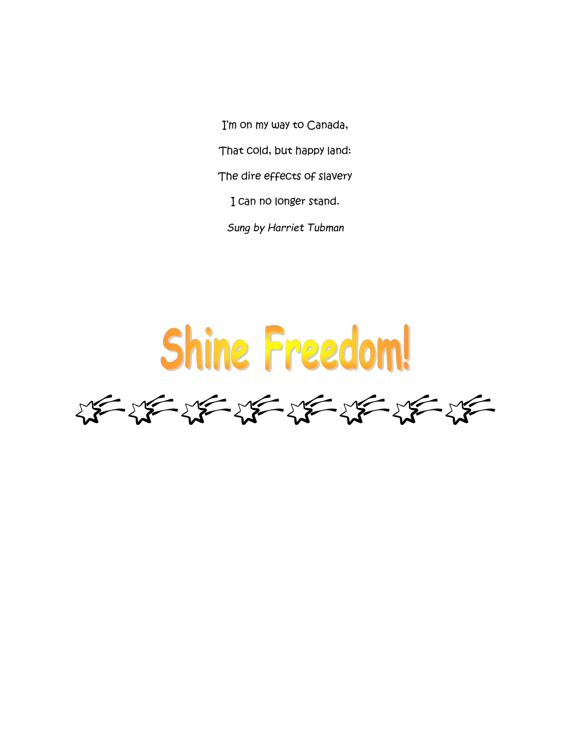I'm on my way to Canada,

That cold, but happy land:

The dire effects of slavery

I can no longer stand.

*Sung by Harriet Tubman*

# Shine Freedom!